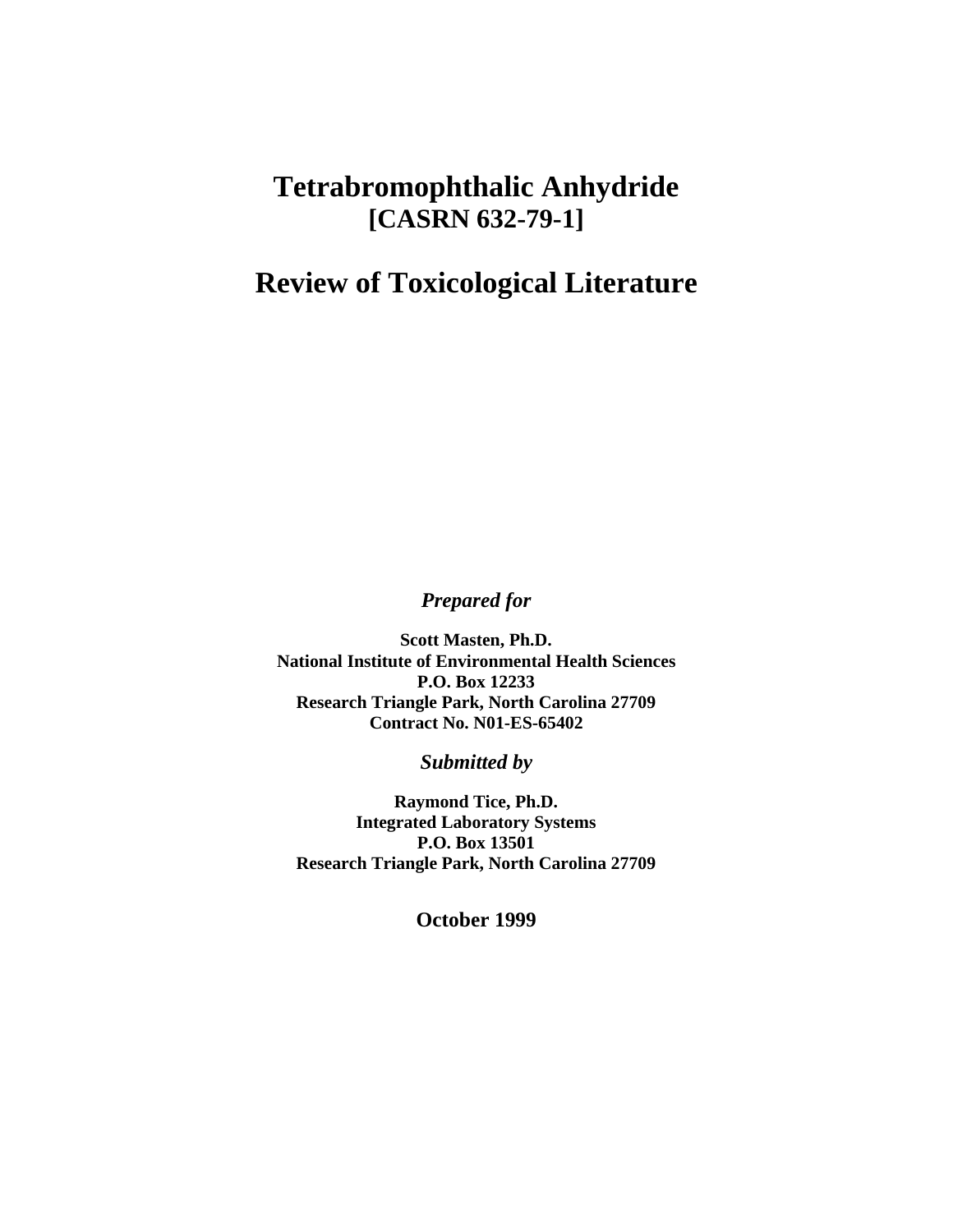# Tetrabromophthalic Anhydride
## [CASRN 632-79-1]

# Review of Toxicological Literature

*Prepared for*

**Scott Masten, Ph.D.**
**National Institute of Environmental Health Sciences**
**P.O. Box 12233**
**Research Triangle Park, North Carolina 27709**
**Contract No. N01-ES-65402**

*Submitted by*

**Raymond Tice, Ph.D.**
**Integrated Laboratory Systems**
**P.O. Box 13501**
**Research Triangle Park, North Carolina 27709**

**October 1999**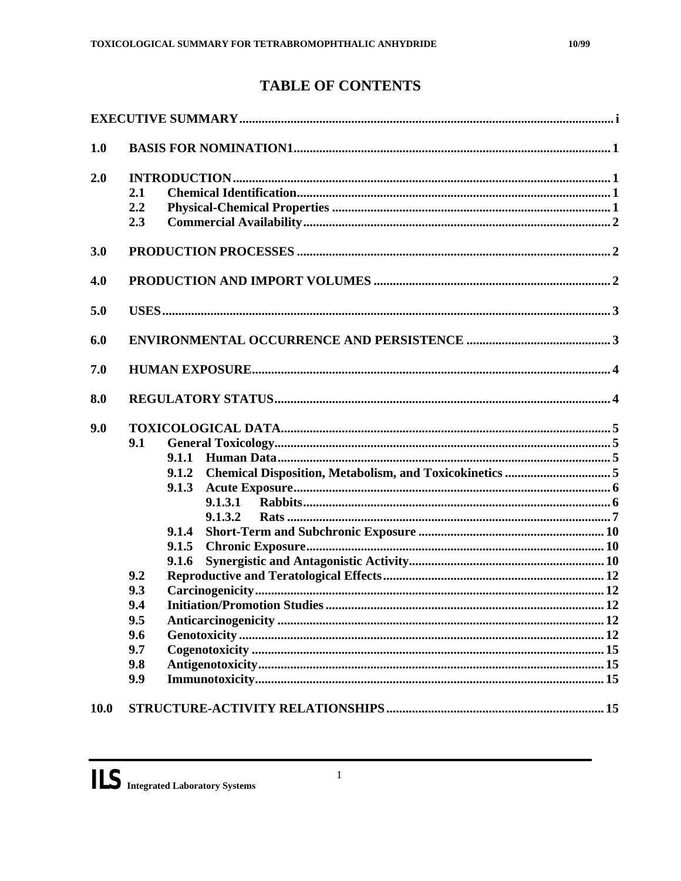# TABLE OF CONTENTS

**EXECUTIVE SUMMARY** .................... i

**1.0 BASIS FOR NOMINATION1** .................... 1

**2.0 INTRODUCTION** .................... 1
- **2.1 Chemical Identification** .................... 1
- **2.2 Physical-Chemical Properties** .................... 1
- **2.3 Commercial Availability** .................... 2

**3.0 PRODUCTION PROCESSES** .................... 2

**4.0 PRODUCTION AND IMPORT VOLUMES** .................... 2

**5.0 USES** .................... 3

**6.0 ENVIRONMENTAL OCCURRENCE AND PERSISTENCE** .................... 3

**7.0 HUMAN EXPOSURE** .................... 4

**8.0 REGULATORY STATUS** .................... 4

**9.0 TOXICOLOGICAL DATA** .................... 5
- **9.1 General Toxicology** .................... 5
  - **9.1.1 Human Data** .................... 5
  - **9.1.2 Chemical Disposition, Metabolism, and Toxicokinetics** .................... 5
  - **9.1.3 Acute Exposure** .................... 6
    - **9.1.3.1 Rabbits** .................... 6
    - **9.1.3.2 Rats** .................... 7
  - **9.1.4 Short-Term and Subchronic Exposure** .................... 10
  - **9.1.5 Chronic Exposure** .................... 10
  - **9.1.6 Synergistic and Antagonistic Activity** .................... 10
- **9.2 Reproductive and Teratological Effects** .................... 12
- **9.3 Carcinogenicity** .................... 12
- **9.4 Initiation/Promotion Studies** .................... 12
- **9.5 Anticarcinogenicity** .................... 12
- **9.6 Genotoxicity** .................... 12
- **9.7 Cogenotoxicity** .................... 15
- **9.8 Antigenotoxicity** .................... 15
- **9.9 Immunotoxicity** .................... 15

**10.0 STRUCTURE-ACTIVITY RELATIONSHIPS** .................... 15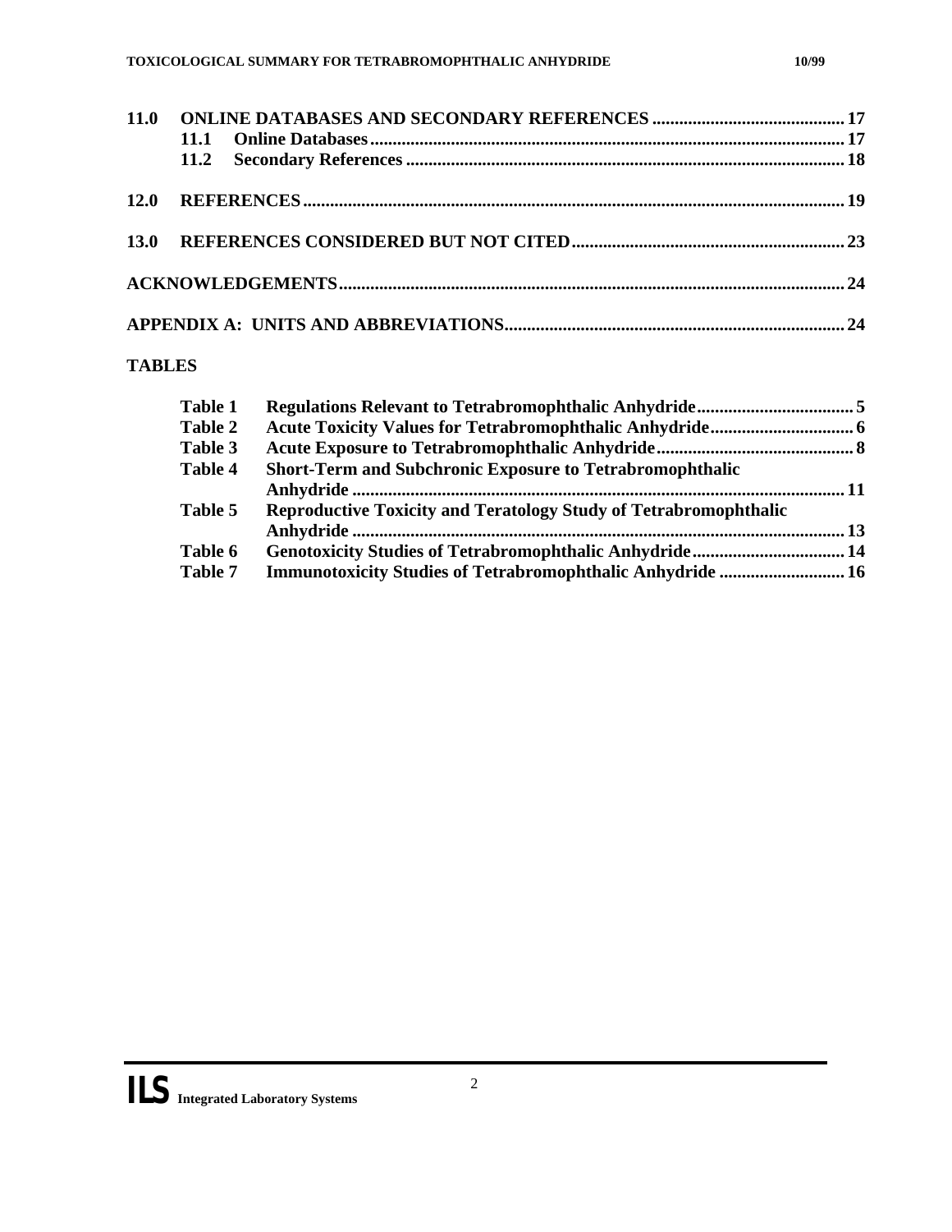**11.0 ONLINE DATABASES AND SECONDARY REFERENCES .......................................... 17**

**11.1 Online Databases ........................................................................................................ 17**

**11.2 Secondary References ................................................................................................ 18**

**12.0 REFERENCES ........................................................................................................ 19**

**13.0 REFERENCES CONSIDERED BUT NOT CITED ............................................................ 23**

**ACKNOWLEDGEMENTS ................................................................................................ 24**

**APPENDIX A: UNITS AND ABBREVIATIONS ........................................................................... 24**

**TABLES**

**Table 1 Regulations Relevant to Tetrabromophthalic Anhydride .................................. 5**

**Table 2 Acute Toxicity Values for Tetrabromophthalic Anhydride ................................ 6**

**Table 3 Acute Exposure to Tetrabromophthalic Anhydride ........................................... 8**

**Table 4 Short-Term and Subchronic Exposure to Tetrabromophthalic Anhydride ............................................................................................. 11**

**Table 5 Reproductive Toxicity and Teratology Study of Tetrabromophthalic Anhydride ............................................................................................. 13**

**Table 6 Genotoxicity Studies of Tetrabromophthalic Anhydride ................................. 14**

**Table 7 Immunotoxicity Studies of Tetrabromophthalic Anhydride ............................ 16**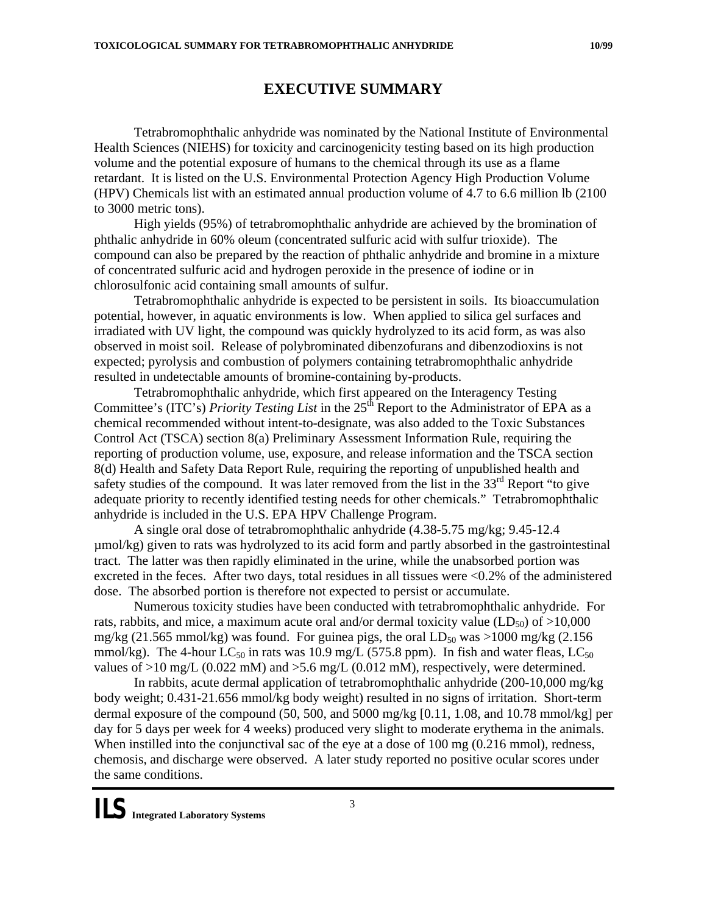# EXECUTIVE SUMMARY

Tetrabromophthalic anhydride was nominated by the National Institute of Environmental Health Sciences (NIEHS) for toxicity and carcinogenicity testing based on its high production volume and the potential exposure of humans to the chemical through its use as a flame retardant. It is listed on the U.S. Environmental Protection Agency High Production Volume (HPV) Chemicals list with an estimated annual production volume of 4.7 to 6.6 million lb (2100 to 3000 metric tons).

High yields (95%) of tetrabromophthalic anhydride are achieved by the bromination of phthalic anhydride in 60% oleum (concentrated sulfuric acid with sulfur trioxide). The compound can also be prepared by the reaction of phthalic anhydride and bromine in a mixture of concentrated sulfuric acid and hydrogen peroxide in the presence of iodine or in chlorosulfonic acid containing small amounts of sulfur.

Tetrabromophthalic anhydride is expected to be persistent in soils. Its bioaccumulation potential, however, in aquatic environments is low. When applied to silica gel surfaces and irradiated with UV light, the compound was quickly hydrolyzed to its acid form, as was also observed in moist soil. Release of polybrominated dibenzofurans and dibenzodioxins is not expected; pyrolysis and combustion of polymers containing tetrabromophthalic anhydride resulted in undetectable amounts of bromine-containing by-products.

Tetrabromophthalic anhydride, which first appeared on the Interagency Testing Committee's (ITC's) *Priority Testing List* in the 25$^{th}$ Report to the Administrator of EPA as a chemical recommended without intent-to-designate, was also added to the Toxic Substances Control Act (TSCA) section 8(a) Preliminary Assessment Information Rule, requiring the reporting of production volume, use, exposure, and release information and the TSCA section 8(d) Health and Safety Data Report Rule, requiring the reporting of unpublished health and safety studies of the compound. It was later removed from the list in the 33$^{rd}$ Report "to give adequate priority to recently identified testing needs for other chemicals." Tetrabromophthalic anhydride is included in the U.S. EPA HPV Challenge Program.

A single oral dose of tetrabromophthalic anhydride (4.38-5.75 mg/kg; 9.45-12.4 µmol/kg) given to rats was hydrolyzed to its acid form and partly absorbed in the gastrointestinal tract. The latter was then rapidly eliminated in the urine, while the unabsorbed portion was excreted in the feces. After two days, total residues in all tissues were <0.2% of the administered dose. The absorbed portion is therefore not expected to persist or accumulate.

Numerous toxicity studies have been conducted with tetrabromophthalic anhydride. For rats, rabbits, and mice, a maximum acute oral and/or dermal toxicity value ($LD_{50}$) of >10,000 mg/kg (21.565 mmol/kg) was found. For guinea pigs, the oral $LD_{50}$ was >1000 mg/kg (2.156 mmol/kg). The 4-hour $LC_{50}$ in rats was 10.9 mg/L (575.8 ppm). In fish and water fleas, $LC_{50}$ values of >10 mg/L (0.022 mM) and >5.6 mg/L (0.012 mM), respectively, were determined.

In rabbits, acute dermal application of tetrabromophthalic anhydride (200-10,000 mg/kg body weight; 0.431-21.656 mmol/kg body weight) resulted in no signs of irritation. Short-term dermal exposure of the compound (50, 500, and 5000 mg/kg [0.11, 1.08, and 10.78 mmol/kg] per day for 5 days per week for 4 weeks) produced very slight to moderate erythema in the animals. When instilled into the conjunctival sac of the eye at a dose of 100 mg (0.216 mmol), redness, chemosis, and discharge were observed. A later study reported no positive ocular scores under the same conditions.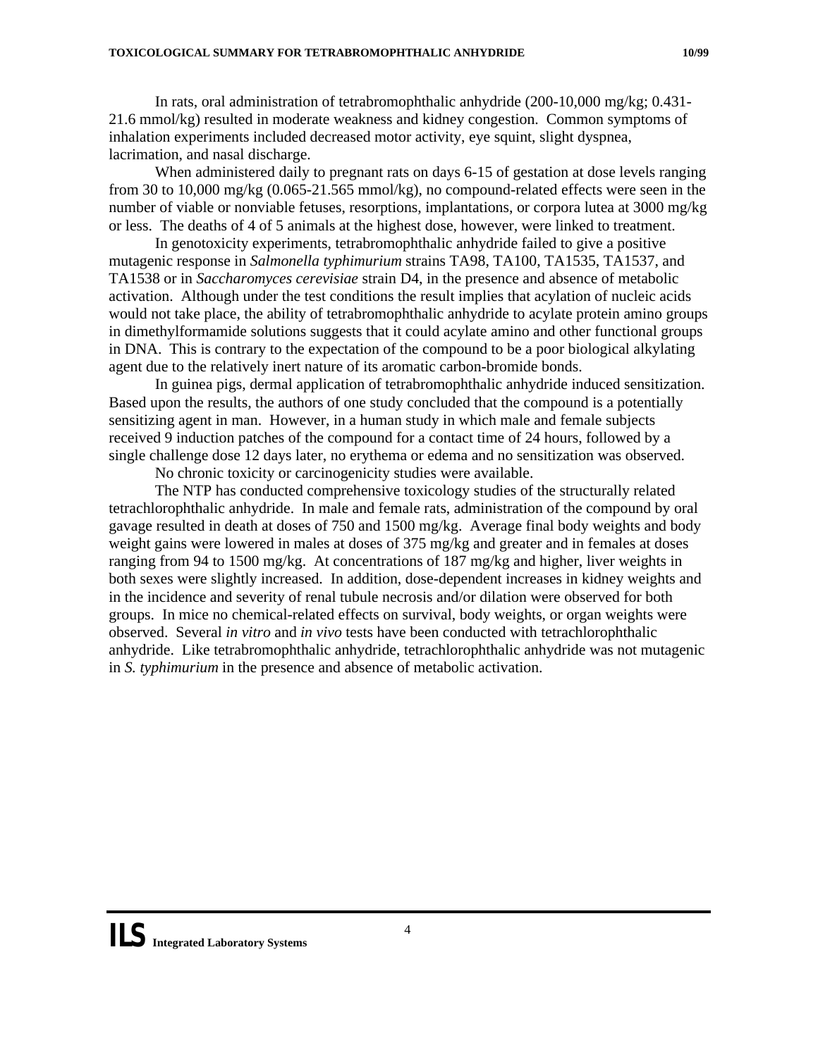In rats, oral administration of tetrabromophthalic anhydride (200-10,000 mg/kg; 0.431-21.6 mmol/kg) resulted in moderate weakness and kidney congestion. Common symptoms of inhalation experiments included decreased motor activity, eye squint, slight dyspnea, lacrimation, and nasal discharge.

When administered daily to pregnant rats on days 6-15 of gestation at dose levels ranging from 30 to 10,000 mg/kg (0.065-21.565 mmol/kg), no compound-related effects were seen in the number of viable or nonviable fetuses, resorptions, implantations, or corpora lutea at 3000 mg/kg or less. The deaths of 4 of 5 animals at the highest dose, however, were linked to treatment.

In genotoxicity experiments, tetrabromophthalic anhydride failed to give a positive mutagenic response in *Salmonella typhimurium* strains TA98, TA100, TA1535, TA1537, and TA1538 or in *Saccharomyces cerevisiae* strain D4, in the presence and absence of metabolic activation. Although under the test conditions the result implies that acylation of nucleic acids would not take place, the ability of tetrabromophthalic anhydride to acylate protein amino groups in dimethylformamide solutions suggests that it could acylate amino and other functional groups in DNA. This is contrary to the expectation of the compound to be a poor biological alkylating agent due to the relatively inert nature of its aromatic carbon-bromide bonds.

In guinea pigs, dermal application of tetrabromophthalic anhydride induced sensitization. Based upon the results, the authors of one study concluded that the compound is a potentially sensitizing agent in man. However, in a human study in which male and female subjects received 9 induction patches of the compound for a contact time of 24 hours, followed by a single challenge dose 12 days later, no erythema or edema and no sensitization was observed.

No chronic toxicity or carcinogenicity studies were available.

The NTP has conducted comprehensive toxicology studies of the structurally related tetrachlorophthalic anhydride. In male and female rats, administration of the compound by oral gavage resulted in death at doses of 750 and 1500 mg/kg. Average final body weights and body weight gains were lowered in males at doses of 375 mg/kg and greater and in females at doses ranging from 94 to 1500 mg/kg. At concentrations of 187 mg/kg and higher, liver weights in both sexes were slightly increased. In addition, dose-dependent increases in kidney weights and in the incidence and severity of renal tubule necrosis and/or dilation were observed for both groups. In mice no chemical-related effects on survival, body weights, or organ weights were observed. Several *in vitro* and *in vivo* tests have been conducted with tetrachlorophthalic anhydride. Like tetrabromophthalic anhydride, tetrachlorophthalic anhydride was not mutagenic in *S. typhimurium* in the presence and absence of metabolic activation.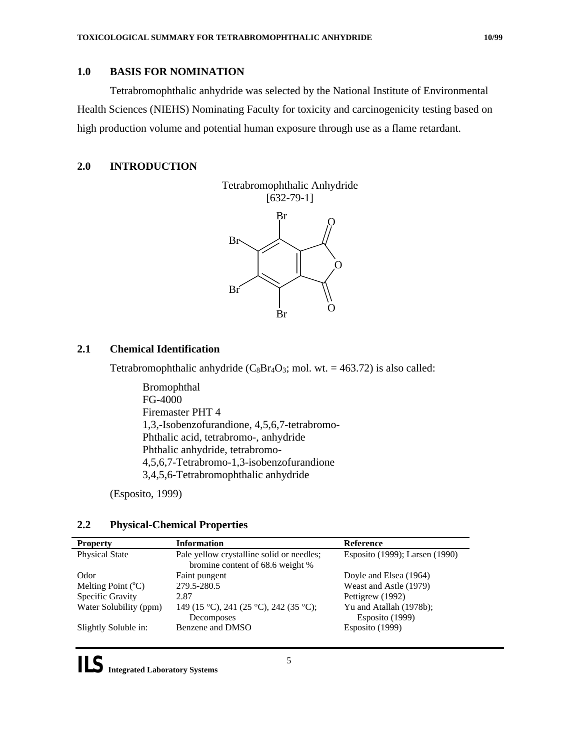## 1.0 BASIS FOR NOMINATION

Tetrabromophthalic anhydride was selected by the National Institute of Environmental Health Sciences (NIEHS) Nominating Faculty for toxicity and carcinogenicity testing based on high production volume and potential human exposure through use as a flame retardant.

## 2.0 INTRODUCTION

Tetrabromophthalic Anhydride
[632-79-1]

### 2.1 Chemical Identification

Tetrabromophthalic anhydride ($C_8Br_4O_3$; mol. wt. = 463.72) is also called:

Bromophthal
FG-4000
Firemaster PHT 4
1,3,-Isobenzofurandione, 4,5,6,7-tetrabromo-
Phthalic acid, tetrabromo-, anhydride
Phthalic anhydride, tetrabromo-
4,5,6,7-Tetrabromo-1,3-isobenzofurandione
3,4,5,6-Tetrabromophthalic anhydride

(Esposito, 1999)

### 2.2 Physical-Chemical Properties

| Property | Information | Reference |
|---|---|---|
| Physical State | Pale yellow crystalline solid or needles; bromine content of 68.6 weight % | Esposito (1999); Larsen (1990) |
| Odor | Faint pungent | Doyle and Elsea (1964) |
| Melting Point ($^oC$) | 279.5-280.5 | Weast and Astle (1979) |
| Specific Gravity | 2.87 | Pettigrew (1992) |
| Water Solubility (ppm) | 149 (15 °C), 241 (25 °C), 242 (35 °C); Decomposes | Yu and Atallah (1978b); Esposito (1999) |
| Slightly Soluble in: | Benzene and DMSO | Esposito (1999) |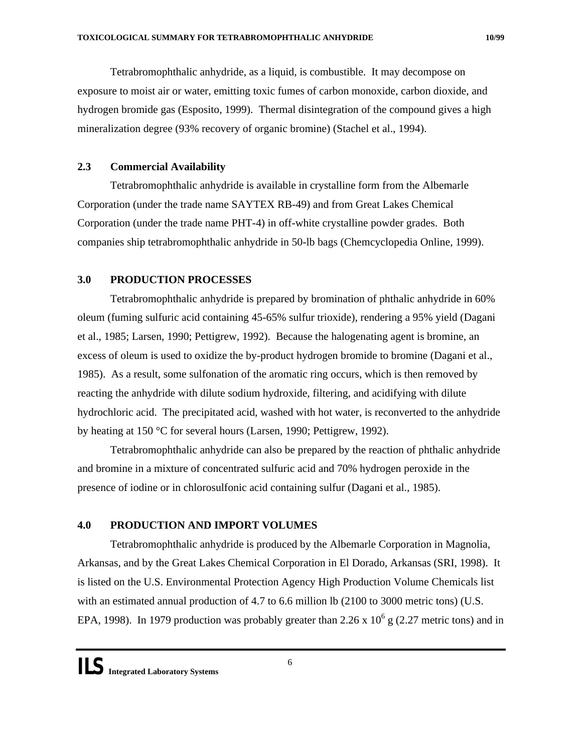Tetrabromophthalic anhydride, as a liquid, is combustible. It may decompose on exposure to moist air or water, emitting toxic fumes of carbon monoxide, carbon dioxide, and hydrogen bromide gas (Esposito, 1999). Thermal disintegration of the compound gives a high mineralization degree (93% recovery of organic bromine) (Stachel et al., 1994).

### 2.3 Commercial Availability

Tetrabromophthalic anhydride is available in crystalline form from the Albemarle Corporation (under the trade name SAYTEX RB-49) and from Great Lakes Chemical Corporation (under the trade name PHT-4) in off-white crystalline powder grades. Both companies ship tetrabromophthalic anhydride in 50-lb bags (Chemcyclopedia Online, 1999).

## 3.0 PRODUCTION PROCESSES

Tetrabromophthalic anhydride is prepared by bromination of phthalic anhydride in 60% oleum (fuming sulfuric acid containing 45-65% sulfur trioxide), rendering a 95% yield (Dagani et al., 1985; Larsen, 1990; Pettigrew, 1992). Because the halogenating agent is bromine, an excess of oleum is used to oxidize the by-product hydrogen bromide to bromine (Dagani et al., 1985). As a result, some sulfonation of the aromatic ring occurs, which is then removed by reacting the anhydride with dilute sodium hydroxide, filtering, and acidifying with dilute hydrochloric acid. The precipitated acid, washed with hot water, is reconverted to the anhydride by heating at 150 °C for several hours (Larsen, 1990; Pettigrew, 1992).

Tetrabromophthalic anhydride can also be prepared by the reaction of phthalic anhydride and bromine in a mixture of concentrated sulfuric acid and 70% hydrogen peroxide in the presence of iodine or in chlorosulfonic acid containing sulfur (Dagani et al., 1985).

## 4.0 PRODUCTION AND IMPORT VOLUMES

Tetrabromophthalic anhydride is produced by the Albemarle Corporation in Magnolia, Arkansas, and by the Great Lakes Chemical Corporation in El Dorado, Arkansas (SRI, 1998). It is listed on the U.S. Environmental Protection Agency High Production Volume Chemicals list with an estimated annual production of 4.7 to 6.6 million lb (2100 to 3000 metric tons) (U.S. EPA, 1998). In 1979 production was probably greater than $2.26 \times 10^6$ g (2.27 metric tons) and in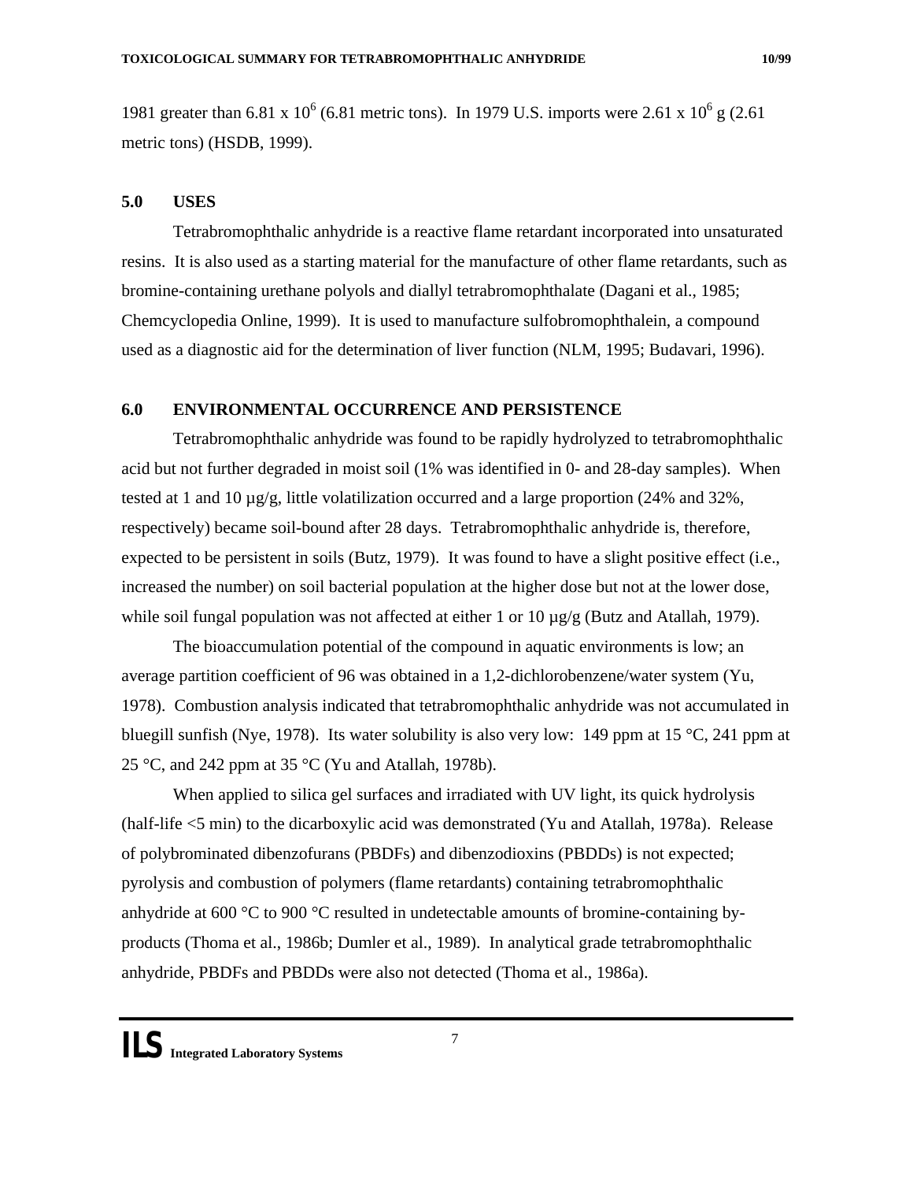1981 greater than 6.81 x $10^6$ (6.81 metric tons). In 1979 U.S. imports were 2.61 x $10^6$ g (2.61 metric tons) (HSDB, 1999).

## 5.0 USES

Tetrabromophthalic anhydride is a reactive flame retardant incorporated into unsaturated resins. It is also used as a starting material for the manufacture of other flame retardants, such as bromine-containing urethane polyols and diallyl tetrabromophthalate (Dagani et al., 1985; Chemcyclopedia Online, 1999). It is used to manufacture sulfobromophthalein, a compound used as a diagnostic aid for the determination of liver function (NLM, 1995; Budavari, 1996).

## 6.0 ENVIRONMENTAL OCCURRENCE AND PERSISTENCE

Tetrabromophthalic anhydride was found to be rapidly hydrolyzed to tetrabromophthalic acid but not further degraded in moist soil (1% was identified in 0- and 28-day samples). When tested at 1 and 10 µg/g, little volatilization occurred and a large proportion (24% and 32%, respectively) became soil-bound after 28 days. Tetrabromophthalic anhydride is, therefore, expected to be persistent in soils (Butz, 1979). It was found to have a slight positive effect (i.e., increased the number) on soil bacterial population at the higher dose but not at the lower dose, while soil fungal population was not affected at either 1 or 10 µg/g (Butz and Atallah, 1979).

The bioaccumulation potential of the compound in aquatic environments is low; an average partition coefficient of 96 was obtained in a 1,2-dichlorobenzene/water system (Yu, 1978). Combustion analysis indicated that tetrabromophthalic anhydride was not accumulated in bluegill sunfish (Nye, 1978). Its water solubility is also very low: 149 ppm at 15 °C, 241 ppm at 25 °C, and 242 ppm at 35 °C (Yu and Atallah, 1978b).

When applied to silica gel surfaces and irradiated with UV light, its quick hydrolysis (half-life <5 min) to the dicarboxylic acid was demonstrated (Yu and Atallah, 1978a). Release of polybrominated dibenzofurans (PBDFs) and dibenzodioxins (PBDDs) is not expected; pyrolysis and combustion of polymers (flame retardants) containing tetrabromophthalic anhydride at 600 °C to 900 °C resulted in undetectable amounts of bromine-containing by-products (Thoma et al., 1986b; Dumler et al., 1989). In analytical grade tetrabromophthalic anhydride, PBDFs and PBDDs were also not detected (Thoma et al., 1986a).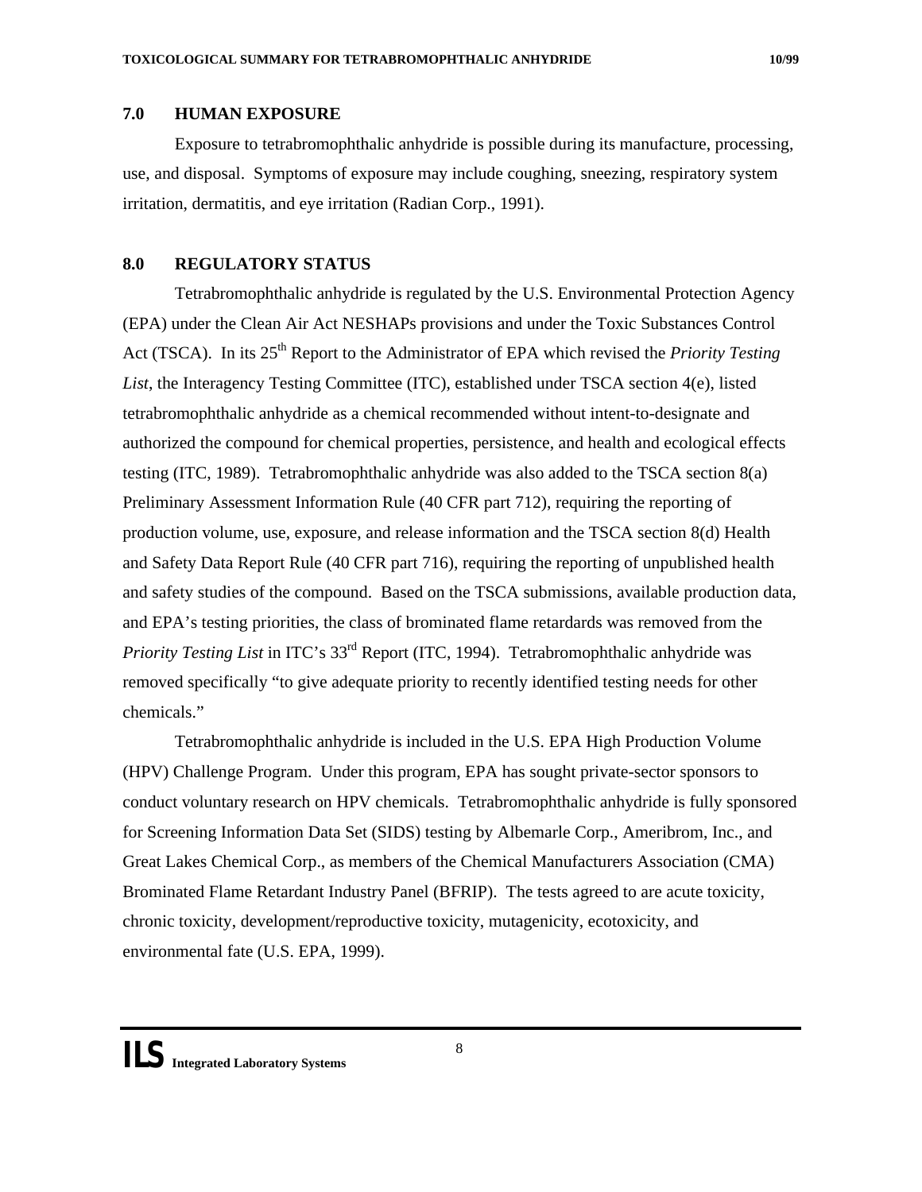## 7.0 HUMAN EXPOSURE

Exposure to tetrabromophthalic anhydride is possible during its manufacture, processing, use, and disposal. Symptoms of exposure may include coughing, sneezing, respiratory system irritation, dermatitis, and eye irritation (Radian Corp., 1991).

## 8.0 REGULATORY STATUS

Tetrabromophthalic anhydride is regulated by the U.S. Environmental Protection Agency (EPA) under the Clean Air Act NESHAPs provisions and under the Toxic Substances Control Act (TSCA). In its 25th Report to the Administrator of EPA which revised the *Priority Testing List*, the Interagency Testing Committee (ITC), established under TSCA section 4(e), listed tetrabromophthalic anhydride as a chemical recommended without intent-to-designate and authorized the compound for chemical properties, persistence, and health and ecological effects testing (ITC, 1989). Tetrabromophthalic anhydride was also added to the TSCA section 8(a) Preliminary Assessment Information Rule (40 CFR part 712), requiring the reporting of production volume, use, exposure, and release information and the TSCA section 8(d) Health and Safety Data Report Rule (40 CFR part 716), requiring the reporting of unpublished health and safety studies of the compound. Based on the TSCA submissions, available production data, and EPA's testing priorities, the class of brominated flame retardards was removed from the *Priority Testing List* in ITC's 33rd Report (ITC, 1994). Tetrabromophthalic anhydride was removed specifically "to give adequate priority to recently identified testing needs for other chemicals."

Tetrabromophthalic anhydride is included in the U.S. EPA High Production Volume (HPV) Challenge Program. Under this program, EPA has sought private-sector sponsors to conduct voluntary research on HPV chemicals. Tetrabromophthalic anhydride is fully sponsored for Screening Information Data Set (SIDS) testing by Albemarle Corp., Ameribrom, Inc., and Great Lakes Chemical Corp., as members of the Chemical Manufacturers Association (CMA) Brominated Flame Retardant Industry Panel (BFRIP). The tests agreed to are acute toxicity, chronic toxicity, development/reproductive toxicity, mutagenicity, ecotoxicity, and environmental fate (U.S. EPA, 1999).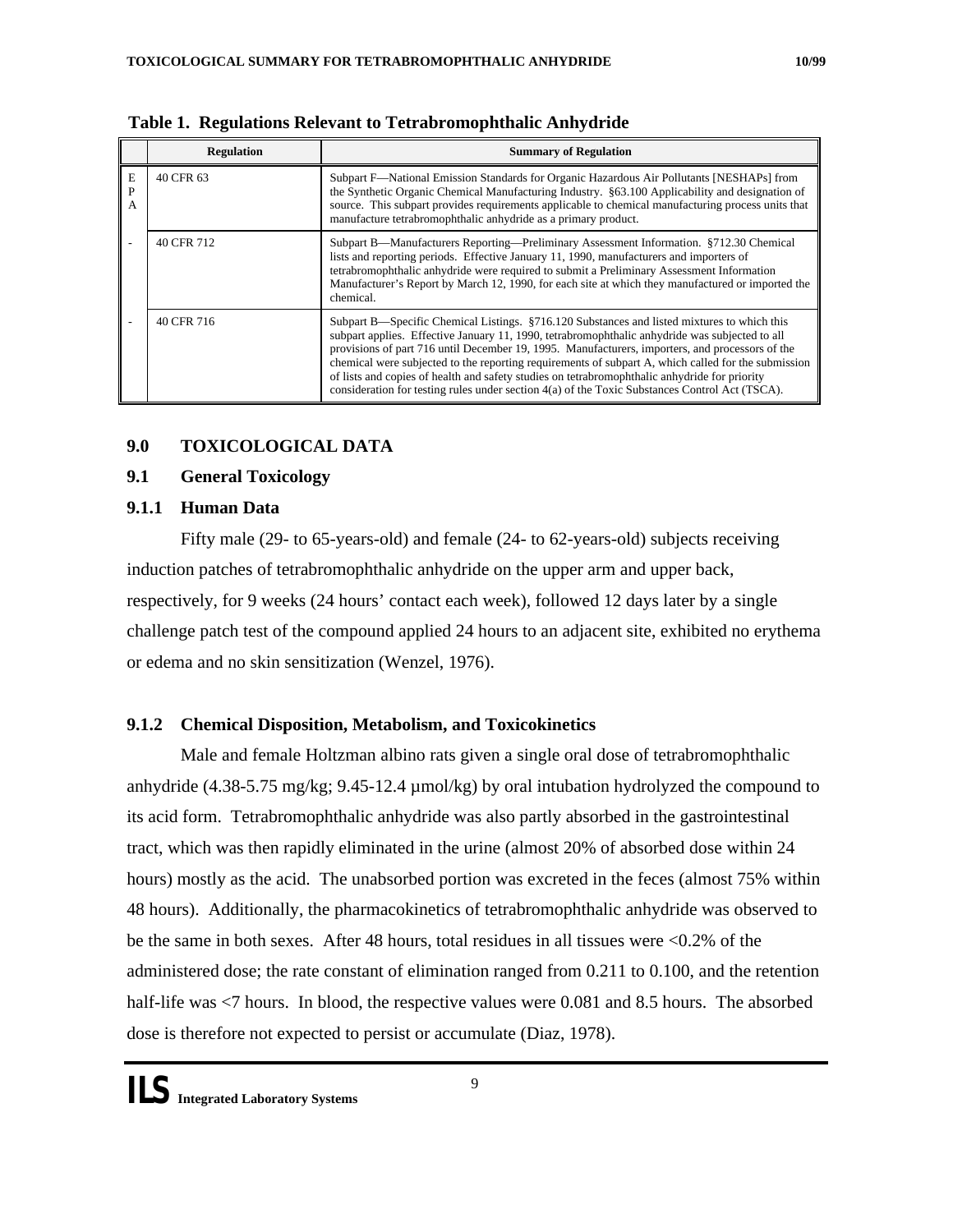**Table 1. Regulations Relevant to Tetrabromophthalic Anhydride**

| | Regulation | Summary of Regulation |
|---|---|---|
| E P A | 40 CFR 63 | Subpart F—National Emission Standards for Organic Hazardous Air Pollutants [NESHAPs] from the Synthetic Organic Chemical Manufacturing Industry. §63.100 Applicability and designation of source. This subpart provides requirements applicable to chemical manufacturing process units that manufacture tetrabromophthalic anhydride as a primary product. |
| - | 40 CFR 712 | Subpart B—Manufacturers Reporting—Preliminary Assessment Information. §712.30 Chemical lists and reporting periods. Effective January 11, 1990, manufacturers and importers of tetrabromophthalic anhydride were required to submit a Preliminary Assessment Information Manufacturer's Report by March 12, 1990, for each site at which they manufactured or imported the chemical. |
| - | 40 CFR 716 | Subpart B—Specific Chemical Listings. §716.120 Substances and listed mixtures to which this subpart applies. Effective January 11, 1990, tetrabromophthalic anhydride was subjected to all provisions of part 716 until December 19, 1995. Manufacturers, importers, and processors of the chemical were subjected to the reporting requirements of subpart A, which called for the submission of lists and copies of health and safety studies on tetrabromophthalic anhydride for priority consideration for testing rules under section 4(a) of the Toxic Substances Control Act (TSCA). |

## 9.0 TOXICOLOGICAL DATA

### 9.1 General Toxicology

#### 9.1.1 Human Data

Fifty male (29- to 65-years-old) and female (24- to 62-years-old) subjects receiving induction patches of tetrabromophthalic anhydride on the upper arm and upper back, respectively, for 9 weeks (24 hours' contact each week), followed 12 days later by a single challenge patch test of the compound applied 24 hours to an adjacent site, exhibited no erythema or edema and no skin sensitization (Wenzel, 1976).

#### 9.1.2 Chemical Disposition, Metabolism, and Toxicokinetics

Male and female Holtzman albino rats given a single oral dose of tetrabromophthalic anhydride (4.38-5.75 mg/kg; 9.45-12.4 µmol/kg) by oral intubation hydrolyzed the compound to its acid form. Tetrabromophthalic anhydride was also partly absorbed in the gastrointestinal tract, which was then rapidly eliminated in the urine (almost 20% of absorbed dose within 24 hours) mostly as the acid. The unabsorbed portion was excreted in the feces (almost 75% within 48 hours). Additionally, the pharmacokinetics of tetrabromophthalic anhydride was observed to be the same in both sexes. After 48 hours, total residues in all tissues were <0.2% of the administered dose; the rate constant of elimination ranged from 0.211 to 0.100, and the retention half-life was <7 hours. In blood, the respective values were 0.081 and 8.5 hours. The absorbed dose is therefore not expected to persist or accumulate (Diaz, 1978).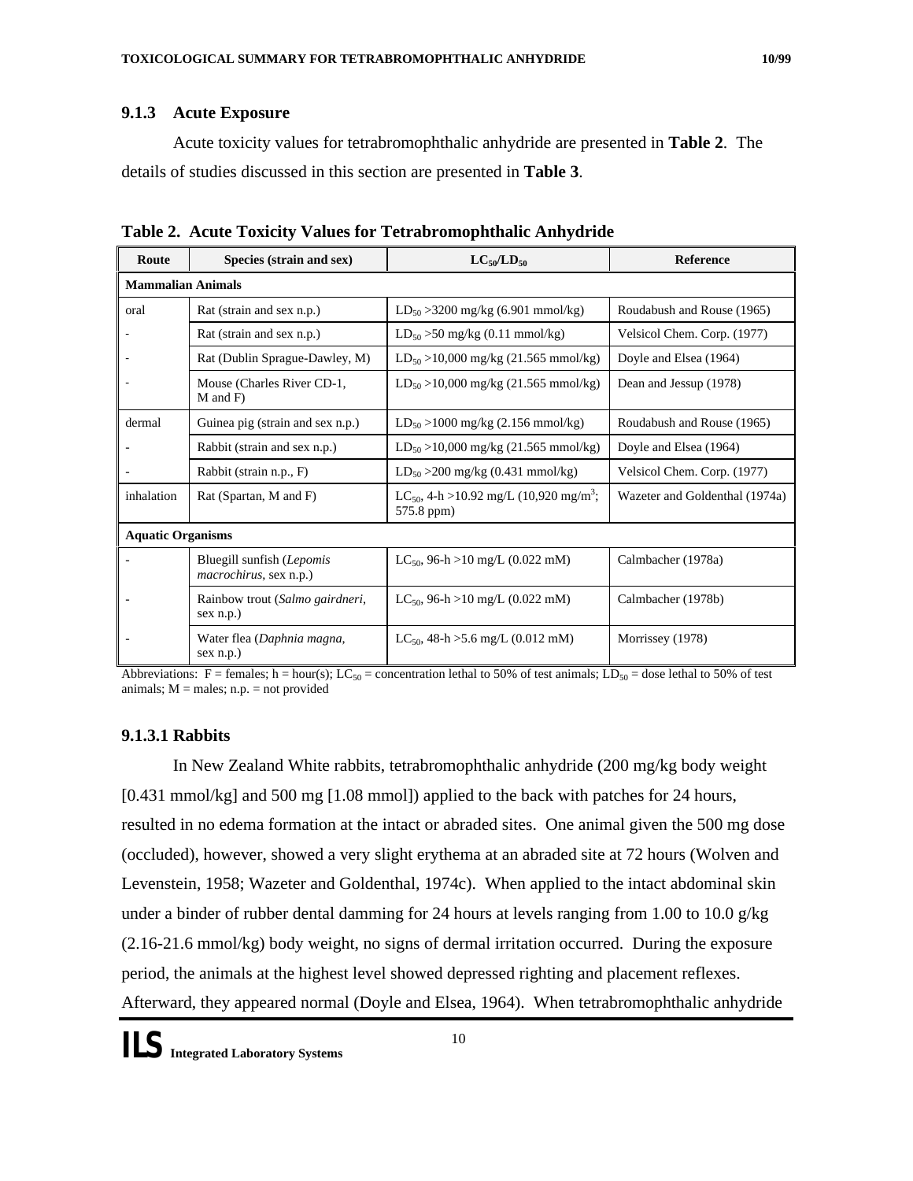### 9.1.3 Acute Exposure

Acute toxicity values for tetrabromophthalic anhydride are presented in **Table 2**. The details of studies discussed in this section are presented in **Table 3**.

**Table 2. Acute Toxicity Values for Tetrabromophthalic Anhydride**

| Route | Species (strain and sex) | $LC_{50}/LD_{50}$ | Reference |
|---|---|---|---|
| **Mammalian Animals** | | | |
| oral | Rat (strain and sex n.p.) | $LD_{50}$ >3200 mg/kg (6.901 mmol/kg) | Roudabush and Rouse (1965) |
| - | Rat (strain and sex n.p.) | $LD_{50}$ >50 mg/kg (0.11 mmol/kg) | Velsicol Chem. Corp. (1977) |
| - | Rat (Dublin Sprague-Dawley, M) | $LD_{50}$ >10,000 mg/kg (21.565 mmol/kg) | Doyle and Elsea (1964) |
| - | Mouse (Charles River CD-1, M and F) | $LD_{50}$ >10,000 mg/kg (21.565 mmol/kg) | Dean and Jessup (1978) |
| dermal | Guinea pig (strain and sex n.p.) | $LD_{50}$ >1000 mg/kg (2.156 mmol/kg) | Roudabush and Rouse (1965) |
| - | Rabbit (strain and sex n.p.) | $LD_{50}$ >10,000 mg/kg (21.565 mmol/kg) | Doyle and Elsea (1964) |
| - | Rabbit (strain n.p., F) | $LD_{50}$ >200 mg/kg (0.431 mmol/kg) | Velsicol Chem. Corp. (1977) |
| inhalation | Rat (Spartan, M and F) | $LC_{50}$, 4-h >10.92 mg/L (10,920 mg/m$^3$; 575.8 ppm) | Wazeter and Goldenthal (1974a) |
| **Aquatic Organisms** | | | |
| - | Bluegill sunfish (*Lepomis macrochirus*, sex n.p.) | $LC_{50}$, 96-h >10 mg/L (0.022 mM) | Calmbacher (1978a) |
| - | Rainbow trout (*Salmo gairdneri*, sex n.p.) | $LC_{50}$, 96-h >10 mg/L (0.022 mM) | Calmbacher (1978b) |
| - | Water flea (*Daphnia magna*, sex n.p.) | $LC_{50}$, 48-h >5.6 mg/L (0.012 mM) | Morrissey (1978) |

Abbreviations: F = females; h = hour(s); $LC_{50}$ = concentration lethal to 50% of test animals; $LD_{50}$ = dose lethal to 50% of test animals; M = males; n.p. = not provided

#### 9.1.3.1 Rabbits

In New Zealand White rabbits, tetrabromophthalic anhydride (200 mg/kg body weight [0.431 mmol/kg] and 500 mg [1.08 mmol]) applied to the back with patches for 24 hours, resulted in no edema formation at the intact or abraded sites. One animal given the 500 mg dose (occluded), however, showed a very slight erythema at an abraded site at 72 hours (Wolven and Levenstein, 1958; Wazeter and Goldenthal, 1974c). When applied to the intact abdominal skin under a binder of rubber dental damming for 24 hours at levels ranging from 1.00 to 10.0 g/kg (2.16-21.6 mmol/kg) body weight, no signs of dermal irritation occurred. During the exposure period, the animals at the highest level showed depressed righting and placement reflexes. Afterward, they appeared normal (Doyle and Elsea, 1964). When tetrabromophthalic anhydride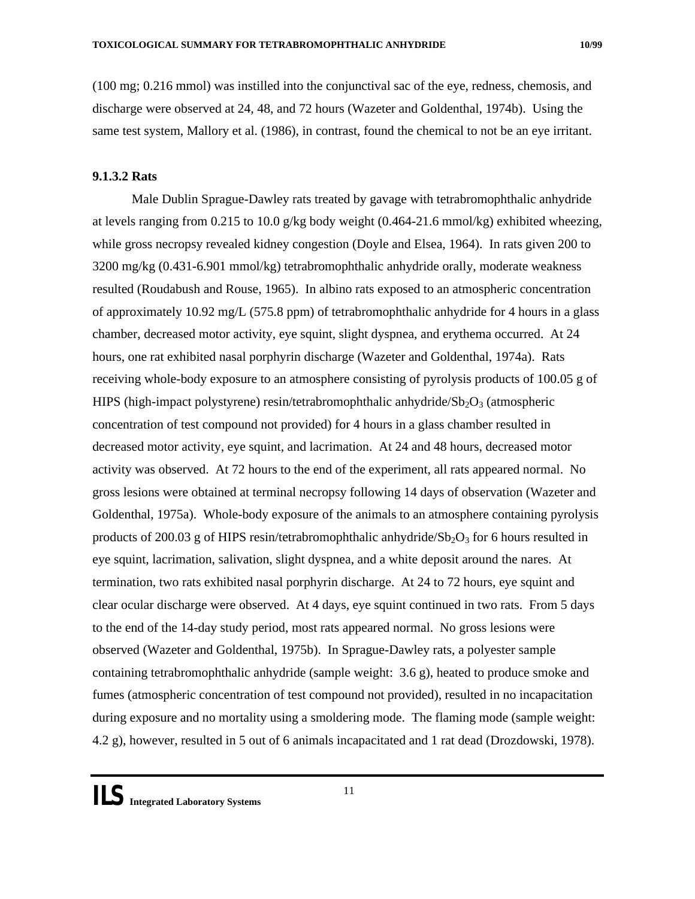(100 mg; 0.216 mmol) was instilled into the conjunctival sac of the eye, redness, chemosis, and discharge were observed at 24, 48, and 72 hours (Wazeter and Goldenthal, 1974b). Using the same test system, Mallory et al. (1986), in contrast, found the chemical to not be an eye irritant.

#### 9.1.3.2 Rats

Male Dublin Sprague-Dawley rats treated by gavage with tetrabromophthalic anhydride at levels ranging from 0.215 to 10.0 g/kg body weight (0.464-21.6 mmol/kg) exhibited wheezing, while gross necropsy revealed kidney congestion (Doyle and Elsea, 1964). In rats given 200 to 3200 mg/kg (0.431-6.901 mmol/kg) tetrabromophthalic anhydride orally, moderate weakness resulted (Roudabush and Rouse, 1965). In albino rats exposed to an atmospheric concentration of approximately 10.92 mg/L (575.8 ppm) of tetrabromophthalic anhydride for 4 hours in a glass chamber, decreased motor activity, eye squint, slight dyspnea, and erythema occurred. At 24 hours, one rat exhibited nasal porphyrin discharge (Wazeter and Goldenthal, 1974a). Rats receiving whole-body exposure to an atmosphere consisting of pyrolysis products of 100.05 g of HIPS (high-impact polystyrene) resin/tetrabromophthalic anhydride/$Sb_2O_3$ (atmospheric concentration of test compound not provided) for 4 hours in a glass chamber resulted in decreased motor activity, eye squint, and lacrimation. At 24 and 48 hours, decreased motor activity was observed. At 72 hours to the end of the experiment, all rats appeared normal. No gross lesions were obtained at terminal necropsy following 14 days of observation (Wazeter and Goldenthal, 1975a). Whole-body exposure of the animals to an atmosphere containing pyrolysis products of 200.03 g of HIPS resin/tetrabromophthalic anhydride/$Sb_2O_3$ for 6 hours resulted in eye squint, lacrimation, salivation, slight dyspnea, and a white deposit around the nares. At termination, two rats exhibited nasal porphyrin discharge. At 24 to 72 hours, eye squint and clear ocular discharge were observed. At 4 days, eye squint continued in two rats. From 5 days to the end of the 14-day study period, most rats appeared normal. No gross lesions were observed (Wazeter and Goldenthal, 1975b). In Sprague-Dawley rats, a polyester sample containing tetrabromophthalic anhydride (sample weight: 3.6 g), heated to produce smoke and fumes (atmospheric concentration of test compound not provided), resulted in no incapacitation during exposure and no mortality using a smoldering mode. The flaming mode (sample weight: 4.2 g), however, resulted in 5 out of 6 animals incapacitated and 1 rat dead (Drozdowski, 1978).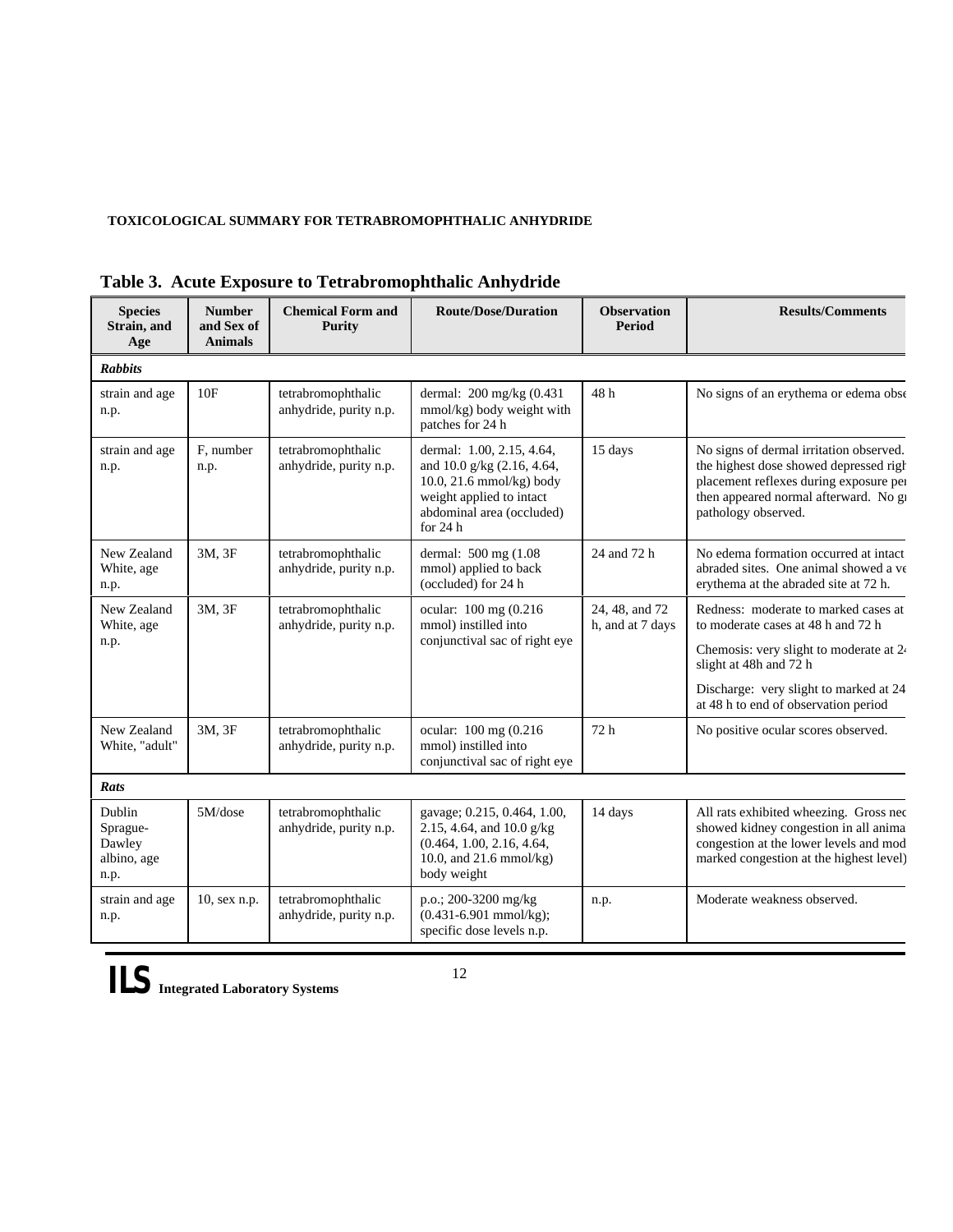## Table 3. Acute Exposure to Tetrabromophthalic Anhydride

| Species Strain, and Age | Number and Sex of Animals | Chemical Form and Purity | Route/Dose/Duration | Observation Period | Results/Comments |
|---|---|---|---|---|---|
| ***Rabbits*** | | | | | |
| strain and age n.p. | 10F | tetrabromophthalic anhydride, purity n.p. | dermal: 200 mg/kg (0.431 mmol/kg) body weight with patches for 24 h | 48 h | No signs of an erythema or edema obse |
| strain and age n.p. | F, number n.p. | tetrabromophthalic anhydride, purity n.p. | dermal: 1.00, 2.15, 4.64, and 10.0 g/kg (2.16, 4.64, 10.0, 21.6 mmol/kg) body weight applied to intact abdominal area (occluded) for 24 h | 15 days | No signs of dermal irritation observed. the highest dose showed depressed righ placement reflexes during exposure per then appeared normal afterward. No gr pathology observed. |
| New Zealand White, age n.p. | 3M, 3F | tetrabromophthalic anhydride, purity n.p. | dermal: 500 mg (1.08 mmol) applied to back (occluded) for 24 h | 24 and 72 h | No edema formation occurred at intact abraded sites. One animal showed a ve erythema at the abraded site at 72 h. |
| New Zealand White, age n.p. | 3M, 3F | tetrabromophthalic anhydride, purity n.p. | ocular: 100 mg (0.216 mmol) instilled into conjunctival sac of right eye | 24, 48, and 72 h, and at 7 days | Redness: moderate to marked cases at to moderate cases at 48 h and 72 h<br><br>Chemosis: very slight to moderate at 24 slight at 48h and 72 h<br><br>Discharge: very slight to marked at 24 at 48 h to end of observation period |
| New Zealand White, "adult" | 3M, 3F | tetrabromophthalic anhydride, purity n.p. | ocular: 100 mg (0.216 mmol) instilled into conjunctival sac of right eye | 72 h | No positive ocular scores observed. |
| ***Rats*** | | | | | |
| Dublin Sprague-Dawley albino, age n.p. | 5M/dose | tetrabromophthalic anhydride, purity n.p. | gavage; 0.215, 0.464, 1.00, 2.15, 4.64, and 10.0 g/kg (0.464, 1.00, 2.16, 4.64, 10.0, and 21.6 mmol/kg) body weight | 14 days | All rats exhibited wheezing. Gross nec showed kidney congestion in all anima congestion at the lower levels and mod marked congestion at the highest level) |
| strain and age n.p. | 10, sex n.p. | tetrabromophthalic anhydride, purity n.p. | p.o.; 200-3200 mg/kg (0.431-6.901 mmol/kg); specific dose levels n.p. | n.p. | Moderate weakness observed. |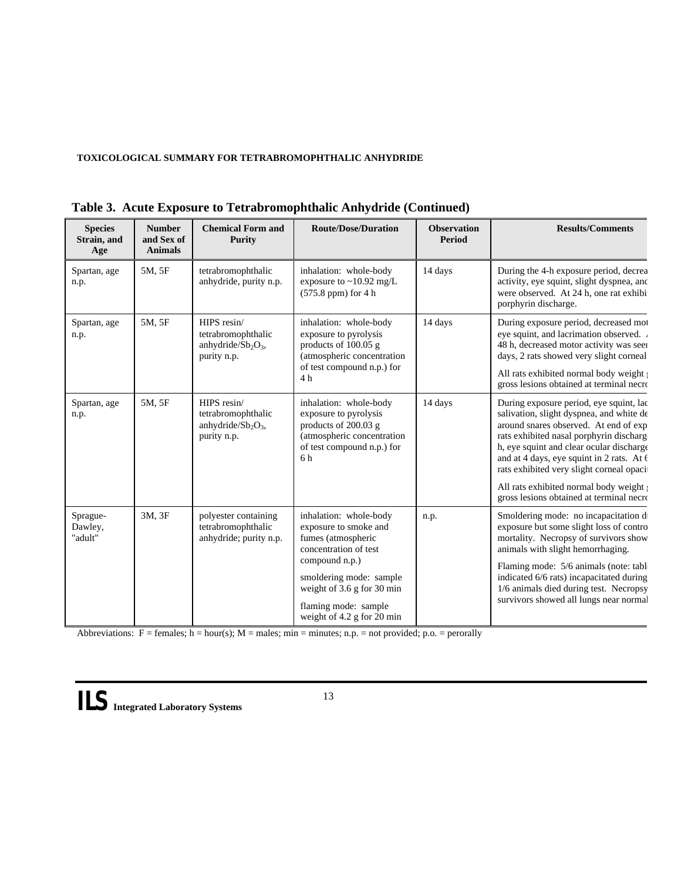**TOXICOLOGICAL SUMMARY FOR TETRABROMOPHTHALIC ANHYDRIDE**

## Table 3. Acute Exposure to Tetrabromophthalic Anhydride (Continued)

| Species Strain, and Age | Number and Sex of Animals | Chemical Form and Purity | Route/Dose/Duration | Observation Period | Results/Comments |
|---|---|---|---|---|---|
| Spartan, age n.p. | 5M, 5F | tetrabromophthalic anhydride, purity n.p. | inhalation: whole-body exposure to ~10.92 mg/L (575.8 ppm) for 4 h | 14 days | During the 4-h exposure period, decrea activity, eye squint, slight dyspnea, and were observed. At 24 h, one rat exhibi porphyrin discharge. |
| Spartan, age n.p. | 5M, 5F | HIPS resin/ tetrabromophthalic anhydride/$Sb_2O_3$, purity n.p. | inhalation: whole-body exposure to pyrolysis products of 100.05 g (atmospheric concentration of test compound n.p.) for 4 h | 14 days | During exposure period, decreased mot eye squint, and lacrimation observed. 48 h, decreased motor activity was seen days, 2 rats showed very slight corneal<br><br>All rats exhibited normal body weight gross lesions obtained at terminal necro |
| Spartan, age n.p. | 5M, 5F | HIPS resin/ tetrabromophthalic anhydride/$Sb_2O_3$, purity n.p. | inhalation: whole-body exposure to pyrolysis products of 200.03 g (atmospheric concentration of test compound n.p.) for 6 h | 14 days | During exposure period, eye squint, lac salivation, slight dyspnea, and white de around snares observed. At end of exp rats exhibited nasal porphyrin discharg h, eye squint and clear ocular discharge and at 4 days, eye squint in 2 rats. At 6 rats exhibited very slight corneal opaci<br><br>All rats exhibited normal body weight gross lesions obtained at terminal necro |
| Sprague-Dawley, "adult" | 3M, 3F | polyester containing tetrabromophthalic anhydride; purity n.p. | inhalation: whole-body exposure to smoke and fumes (atmospheric concentration of test compound n.p.)<br><br>smoldering mode: sample weight of 3.6 g for 30 min<br><br>flaming mode: sample weight of 4.2 g for 20 min | n.p. | Smoldering mode: no incapacitation d exposure but some slight loss of contro mortality. Necropsy of survivors show animals with slight hemorrhaging.<br><br>Flaming mode: 5/6 animals (note: tabl indicated 6/6 rats) incapacitated during 1/6 animals died during test. Necropsy survivors showed all lungs near normal |

Abbreviations: F = females; h = hour(s); M = males; min = minutes; n.p. = not provided; p.o. = perorally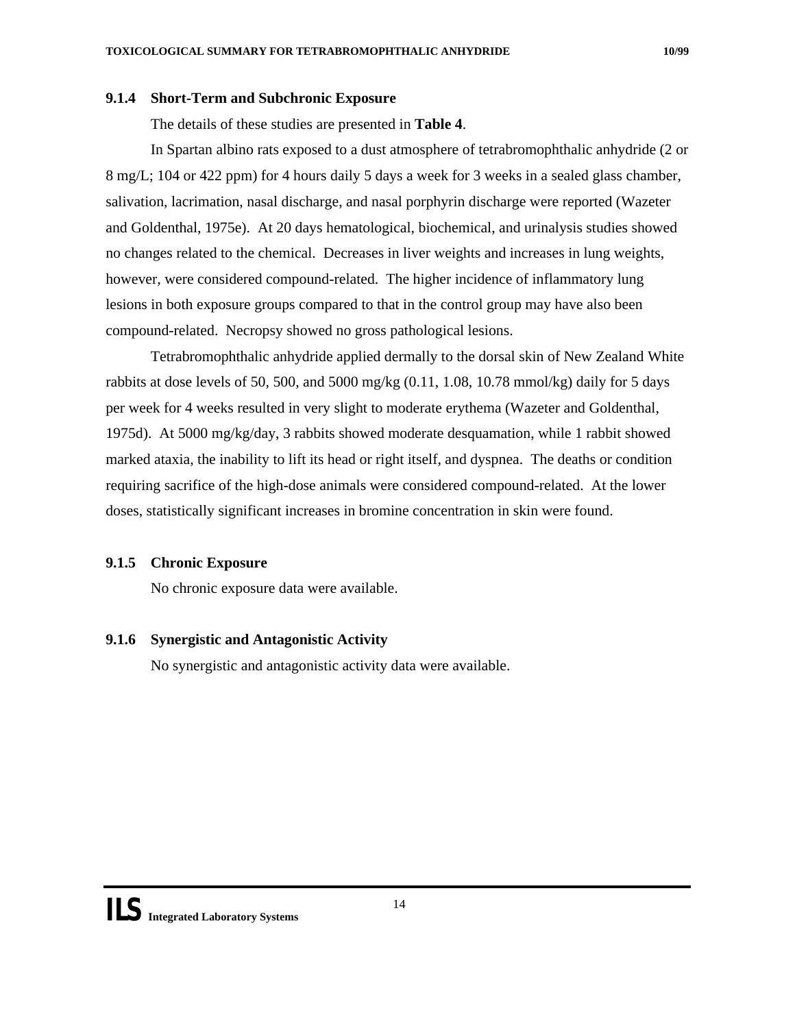### 9.1.4 Short-Term and Subchronic Exposure

The details of these studies are presented in **Table 4**.

In Spartan albino rats exposed to a dust atmosphere of tetrabromophthalic anhydride (2 or 8 mg/L; 104 or 422 ppm) for 4 hours daily 5 days a week for 3 weeks in a sealed glass chamber, salivation, lacrimation, nasal discharge, and nasal porphyrin discharge were reported (Wazeter and Goldenthal, 1975e). At 20 days hematological, biochemical, and urinalysis studies showed no changes related to the chemical. Decreases in liver weights and increases in lung weights, however, were considered compound-related. The higher incidence of inflammatory lung lesions in both exposure groups compared to that in the control group may have also been compound-related. Necropsy showed no gross pathological lesions.

Tetrabromophthalic anhydride applied dermally to the dorsal skin of New Zealand White rabbits at dose levels of 50, 500, and 5000 mg/kg (0.11, 1.08, 10.78 mmol/kg) daily for 5 days per week for 4 weeks resulted in very slight to moderate erythema (Wazeter and Goldenthal, 1975d). At 5000 mg/kg/day, 3 rabbits showed moderate desquamation, while 1 rabbit showed marked ataxia, the inability to lift its head or right itself, and dyspnea. The deaths or condition requiring sacrifice of the high-dose animals were considered compound-related. At the lower doses, statistically significant increases in bromine concentration in skin were found.

### 9.1.5 Chronic Exposure

No chronic exposure data were available.

### 9.1.6 Synergistic and Antagonistic Activity

No synergistic and antagonistic activity data were available.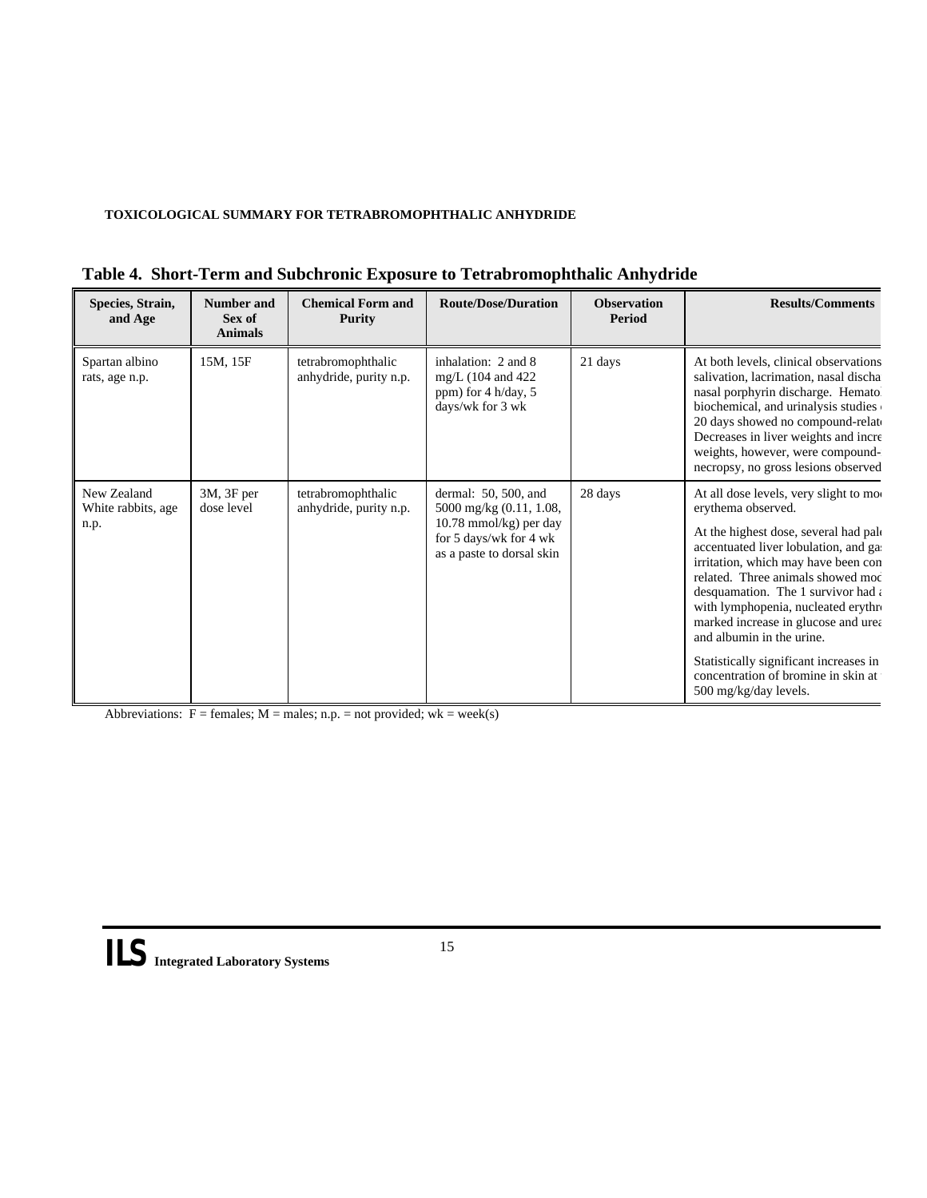TOXICOLOGICAL SUMMARY FOR TETRABROMOPHTHALIC ANHYDRIDE

**Table 4. Short-Term and Subchronic Exposure to Tetrabromophthalic Anhydride**

| Species, Strain, and Age | Number and Sex of Animals | Chemical Form and Purity | Route/Dose/Duration | Observation Period | Results/Comments |
|---|---|---|---|---|---|
| Spartan albino rats, age n.p. | 15M, 15F | tetrabromophthalic anhydride, purity n.p. | inhalation: 2 and 8 mg/L (104 and 422 ppm) for 4 h/day, 5 days/wk for 3 wk | 21 days | At both levels, clinical observations salivation, lacrimation, nasal discha nasal porphyrin discharge. Hemato biochemical, and urinalysis studies 20 days showed no compound-relat Decreases in liver weights and incre weights, however, were compound- necropsy, no gross lesions observed |
| New Zealand White rabbits, age n.p. | 3M, 3F per dose level | tetrabromophthalic anhydride, purity n.p. | dermal: 50, 500, and 5000 mg/kg (0.11, 1.08, 10.78 mmol/kg) per day for 5 days/wk for 4 wk as a paste to dorsal skin | 28 days | At all dose levels, very slight to mo erythema observed.<br><br>At the highest dose, several had pal accentuated liver lobulation, and ga irritation, which may have been con related. Three animals showed mod desquamation. The 1 survivor had with lymphopenia, nucleated erythr marked increase in glucose and urea and albumin in the urine.<br><br>Statistically significant increases in concentration of bromine in skin at 500 mg/kg/day levels. |

Abbreviations: F = females; M = males; n.p. = not provided; wk = week(s)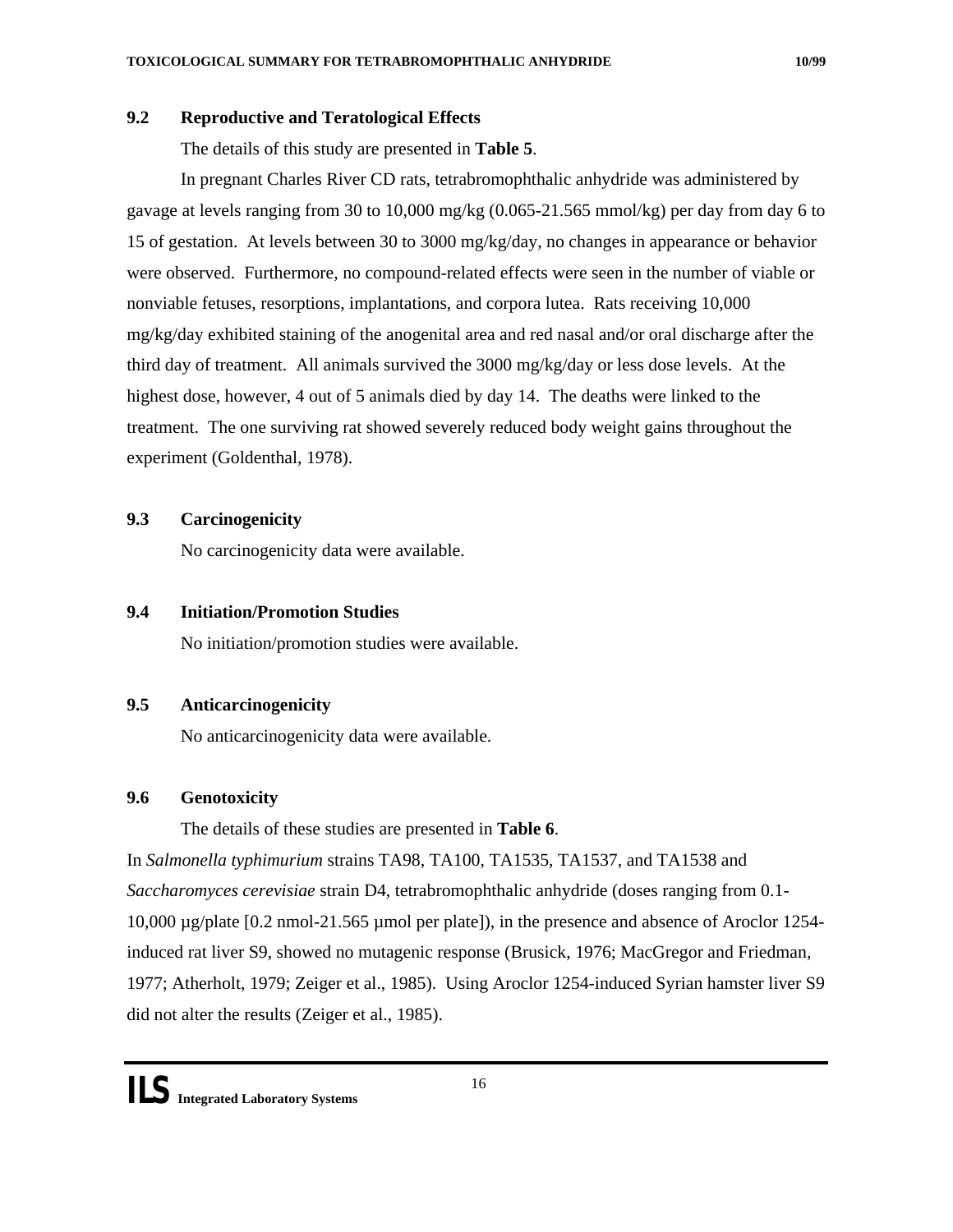## 9.2 Reproductive and Teratological Effects

The details of this study are presented in **Table 5**.

In pregnant Charles River CD rats, tetrabromophthalic anhydride was administered by gavage at levels ranging from 30 to 10,000 mg/kg (0.065-21.565 mmol/kg) per day from day 6 to 15 of gestation. At levels between 30 to 3000 mg/kg/day, no changes in appearance or behavior were observed. Furthermore, no compound-related effects were seen in the number of viable or nonviable fetuses, resorptions, implantations, and corpora lutea. Rats receiving 10,000 mg/kg/day exhibited staining of the anogenital area and red nasal and/or oral discharge after the third day of treatment. All animals survived the 3000 mg/kg/day or less dose levels. At the highest dose, however, 4 out of 5 animals died by day 14. The deaths were linked to the treatment. The one surviving rat showed severely reduced body weight gains throughout the experiment (Goldenthal, 1978).

## 9.3 Carcinogenicity

No carcinogenicity data were available.

## 9.4 Initiation/Promotion Studies

No initiation/promotion studies were available.

## 9.5 Anticarcinogenicity

No anticarcinogenicity data were available.

## 9.6 Genotoxicity

The details of these studies are presented in **Table 6**.

In *Salmonella typhimurium* strains TA98, TA100, TA1535, TA1537, and TA1538 and *Saccharomyces cerevisiae* strain D4, tetrabromophthalic anhydride (doses ranging from 0.1-10,000 µg/plate [0.2 nmol-21.565 µmol per plate]), in the presence and absence of Aroclor 1254-induced rat liver S9, showed no mutagenic response (Brusick, 1976; MacGregor and Friedman, 1977; Atherholt, 1979; Zeiger et al., 1985). Using Aroclor 1254-induced Syrian hamster liver S9 did not alter the results (Zeiger et al., 1985).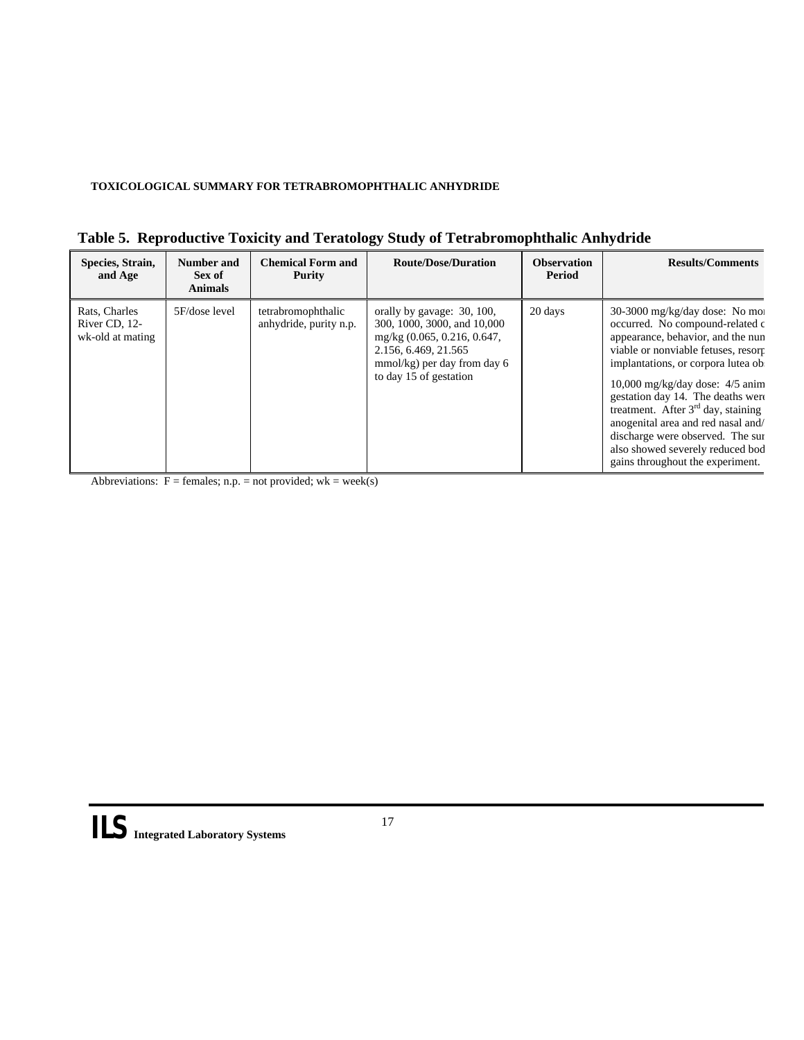## Table 5. Reproductive Toxicity and Teratology Study of Tetrabromophthalic Anhydride

| Species, Strain, and Age | Number and Sex of Animals | Chemical Form and Purity | Route/Dose/Duration | Observation Period | Results/Comments |
|---|---|---|---|---|---|
| Rats, Charles River CD, 12-wk-old at mating | 5F/dose level | tetrabromophthalic anhydride, purity n.p. | orally by gavage: 30, 100, 300, 1000, 3000, and 10,000 mg/kg (0.065, 0.216, 0.647, 2.156, 6.469, 21.565 mmol/kg) per day from day 6 to day 15 of gestation | 20 days | 30-3000 mg/kg/day dose: No mor occurred. No compound-related c appearance, behavior, and the num viable or nonviable fetuses, resorp implantations, or corpora lutea ob<br><br>10,000 mg/kg/day dose: 4/5 anim gestation day 14. The deaths were treatment. After 3rd day, staining anogenital area and red nasal and/ discharge were observed. The sur also showed severely reduced bod gains throughout the experiment. |

Abbreviations: F = females; n.p. = not provided; wk = week(s)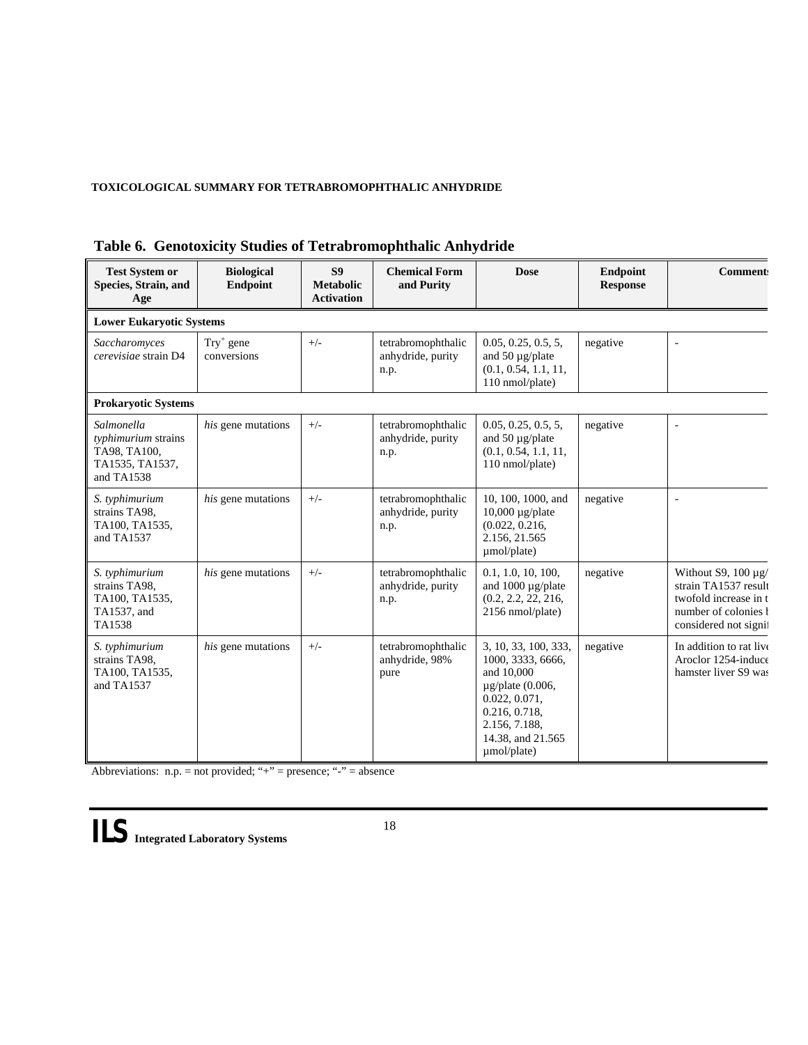**Table 6. Genotoxicity Studies of Tetrabromophthalic Anhydride**

| Test System or Species, Strain, and Age | Biological Endpoint | S9 Metabolic Activation | Chemical Form and Purity | Dose | Endpoint Response | Comment |
|---|---|---|---|---|---|---|
| **Lower Eukaryotic Systems** | | | | | | |
| *Saccharomyces cerevisiae* strain D4 | Try$^{+}$ gene conversions | +/- | tetrabromophthalic anhydride, purity n.p. | 0.05, 0.25, 0.5, 5, and 50 µg/plate (0.1, 0.54, 1.1, 11, 110 nmol/plate) | negative | - |
| **Prokaryotic Systems** | | | | | | |
| *Salmonella typhimurium* strains TA98, TA100, TA1535, TA1537, and TA1538 | *his* gene mutations | +/- | tetrabromophthalic anhydride, purity n.p. | 0.05, 0.25, 0.5, 5, and 50 µg/plate (0.1, 0.54, 1.1, 11, 110 nmol/plate) | negative | - |
| *S. typhimurium* strains TA98, TA100, TA1535, and TA1537 | *his* gene mutations | +/- | tetrabromophthalic anhydride, purity n.p. | 10, 100, 1000, and 10,000 µg/plate (0.022, 0.216, 2.156, 21.565 µmol/plate) | negative | - |
| *S. typhimurium* strains TA98, TA100, TA1535, TA1537, and TA1538 | *his* gene mutations | +/- | tetrabromophthalic anhydride, purity n.p. | 0.1, 1.0, 10, 100, and 1000 µg/plate (0.2, 2.2, 22, 216, 2156 nmol/plate) | negative | Without S9, 100 µg/ strain TA1537 result twofold increase in t number of colonies l considered not signi |
| *S. typhimurium* strains TA98, TA100, TA1535, and TA1537 | *his* gene mutations | +/- | tetrabromophthalic anhydride, 98% pure | 3, 10, 33, 100, 333, 1000, 3333, 6666, and 10,000 µg/plate (0.006, 0.022, 0.071, 0.216, 0.718, 2.156, 7.188, 14.38, and 21.565 µmol/plate) | negative | In addition to rat live Aroclor 1254-induce hamster liver S9 was |

Abbreviations: n.p. = not provided; "+" = presence; "-" = absence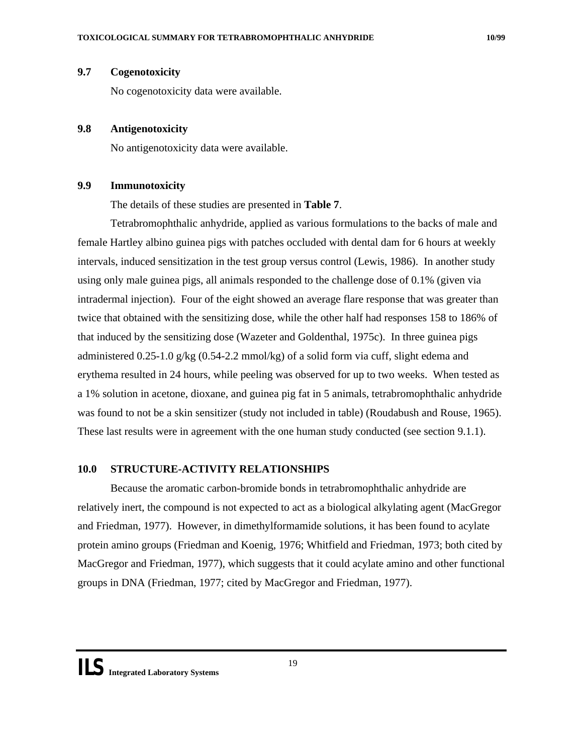### 9.7 Cogenotoxicity

No cogenotoxicity data were available.

### 9.8 Antigenotoxicity

No antigenotoxicity data were available.

### 9.9 Immunotoxicity

The details of these studies are presented in **Table 7**.

Tetrabromophthalic anhydride, applied as various formulations to the backs of male and female Hartley albino guinea pigs with patches occluded with dental dam for 6 hours at weekly intervals, induced sensitization in the test group versus control (Lewis, 1986). In another study using only male guinea pigs, all animals responded to the challenge dose of 0.1% (given via intradermal injection). Four of the eight showed an average flare response that was greater than twice that obtained with the sensitizing dose, while the other half had responses 158 to 186% of that induced by the sensitizing dose (Wazeter and Goldenthal, 1975c). In three guinea pigs administered 0.25-1.0 g/kg (0.54-2.2 mmol/kg) of a solid form via cuff, slight edema and erythema resulted in 24 hours, while peeling was observed for up to two weeks. When tested as a 1% solution in acetone, dioxane, and guinea pig fat in 5 animals, tetrabromophthalic anhydride was found to not be a skin sensitizer (study not included in table) (Roudabush and Rouse, 1965). These last results were in agreement with the one human study conducted (see section 9.1.1).

## 10.0 STRUCTURE-ACTIVITY RELATIONSHIPS

Because the aromatic carbon-bromide bonds in tetrabromophthalic anhydride are relatively inert, the compound is not expected to act as a biological alkylating agent (MacGregor and Friedman, 1977). However, in dimethylformamide solutions, it has been found to acylate protein amino groups (Friedman and Koenig, 1976; Whitfield and Friedman, 1973; both cited by MacGregor and Friedman, 1977), which suggests that it could acylate amino and other functional groups in DNA (Friedman, 1977; cited by MacGregor and Friedman, 1977).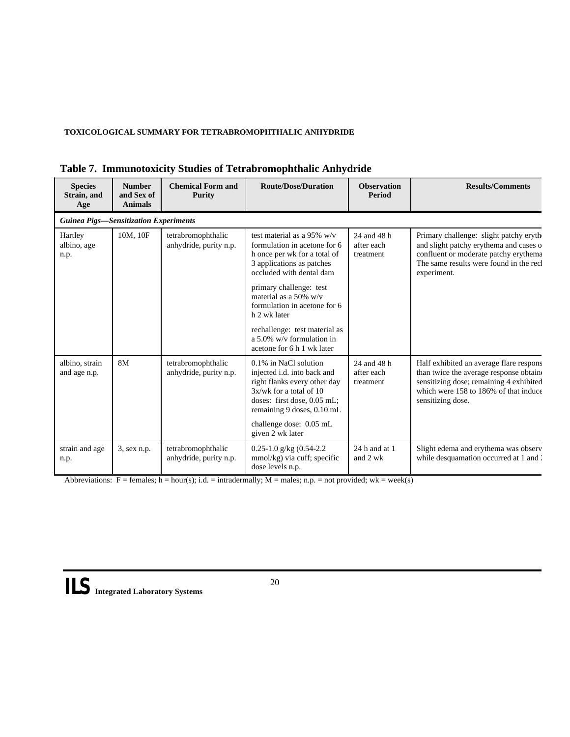## Table 7. Immunotoxicity Studies of Tetrabromophthalic Anhydride

| Species Strain, and Age | Number and Sex of Animals | Chemical Form and Purity | Route/Dose/Duration | Observation Period | Results/Comments |
|---|---|---|---|---|---|
| ***Guinea Pigs—Sensitization Experiments*** | | | | | |
| Hartley albino, age n.p. | 10M, 10F | tetrabromophthalic anhydride, purity n.p. | test material as a 95% w/v formulation in acetone for 6 h once per wk for a total of 3 applications as patches occluded with dental dam<br><br>primary challenge: test material as a 50% w/v formulation in acetone for 6 h 2 wk later<br><br>rechallenge: test material as a 5.0% w/v formulation in acetone for 6 h 1 wk later | 24 and 48 h after each treatment | Primary challenge: slight patchy erythe and slight patchy erythema and cases o confluent or moderate patchy erythema The same results were found in the recl experiment. |
| albino, strain and age n.p. | 8M | tetrabromophthalic anhydride, purity n.p. | 0.1% in NaCl solution injected i.d. into back and right flanks every other day 3x/wk for a total of 10 doses: first dose, 0.05 mL; remaining 9 doses, 0.10 mL<br><br>challenge dose: 0.05 mL given 2 wk later | 24 and 48 h after each treatment | Half exhibited an average flare respons than twice the average response obtain sensitizing dose; remaining 4 exhibited which were 158 to 186% of that induce sensitizing dose. |
| strain and age n.p. | 3, sex n.p. | tetrabromophthalic anhydride, purity n.p. | 0.25-1.0 g/kg (0.54-2.2 mmol/kg) via cuff; specific dose levels n.p. | 24 h and at 1 and 2 wk | Slight edema and erythema was observ while desquamation occurred at 1 and 2 |

Abbreviations: F = females; h = hour(s); i.d. = intradermally; M = males; n.p. = not provided; wk = week(s)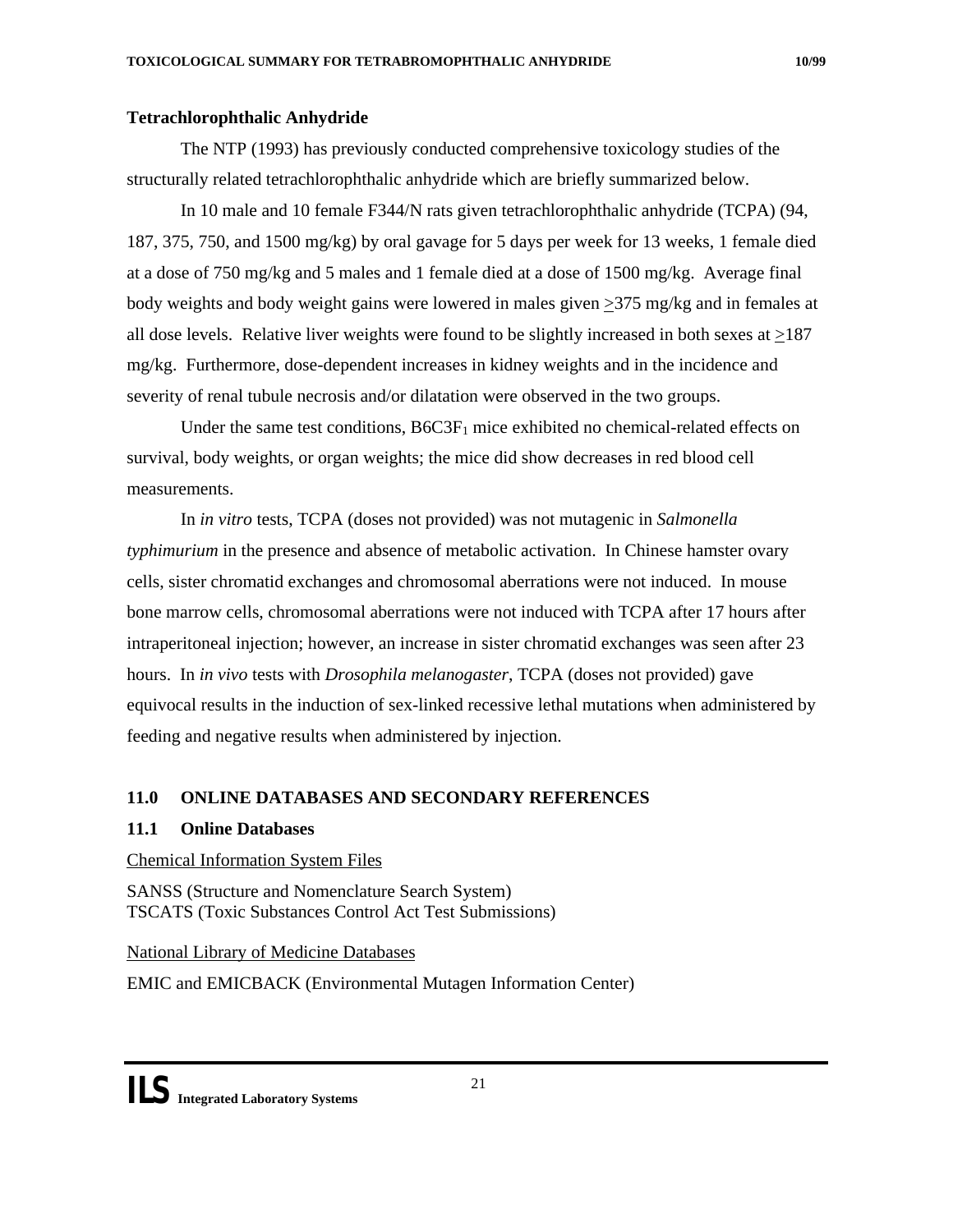### Tetrachlorophthalic Anhydride

The NTP (1993) has previously conducted comprehensive toxicology studies of the structurally related tetrachlorophthalic anhydride which are briefly summarized below.

In 10 male and 10 female F344/N rats given tetrachlorophthalic anhydride (TCPA) (94, 187, 375, 750, and 1500 mg/kg) by oral gavage for 5 days per week for 13 weeks, 1 female died at a dose of 750 mg/kg and 5 males and 1 female died at a dose of 1500 mg/kg. Average final body weights and body weight gains were lowered in males given ≥375 mg/kg and in females at all dose levels. Relative liver weights were found to be slightly increased in both sexes at ≥187 mg/kg. Furthermore, dose-dependent increases in kidney weights and in the incidence and severity of renal tubule necrosis and/or dilatation were observed in the two groups.

Under the same test conditions, $B6C3F_1$ mice exhibited no chemical-related effects on survival, body weights, or organ weights; the mice did show decreases in red blood cell measurements.

In *in vitro* tests, TCPA (doses not provided) was not mutagenic in *Salmonella typhimurium* in the presence and absence of metabolic activation. In Chinese hamster ovary cells, sister chromatid exchanges and chromosomal aberrations were not induced. In mouse bone marrow cells, chromosomal aberrations were not induced with TCPA after 17 hours after intraperitoneal injection; however, an increase in sister chromatid exchanges was seen after 23 hours. In *in vivo* tests with *Drosophila melanogaster*, TCPA (doses not provided) gave equivocal results in the induction of sex-linked recessive lethal mutations when administered by feeding and negative results when administered by injection.

## 11.0 ONLINE DATABASES AND SECONDARY REFERENCES

### 11.1 Online Databases

Chemical Information System Files

SANSS (Structure and Nomenclature Search System)
TSCATS (Toxic Substances Control Act Test Submissions)

National Library of Medicine Databases

EMIC and EMICBACK (Environmental Mutagen Information Center)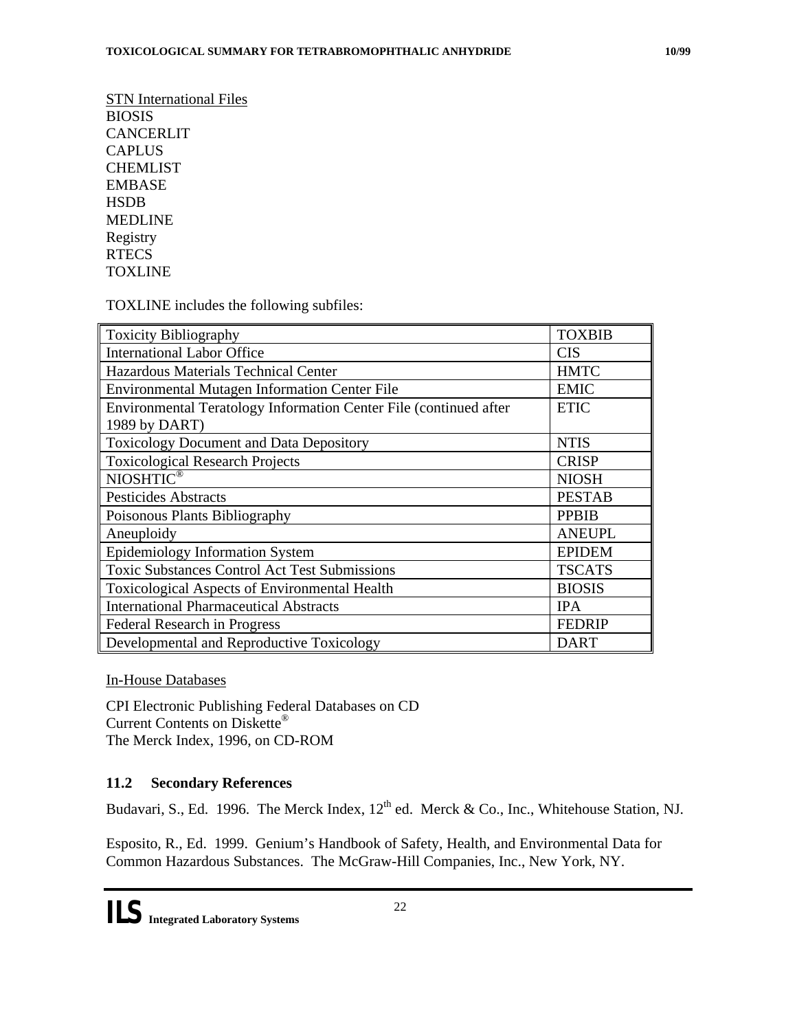STN International Files
BIOSIS
CANCERLIT
CAPLUS
CHEMLIST
EMBASE
HSDB
MEDLINE
Registry
RTECS
TOXLINE

TOXLINE includes the following subfiles:

| | |
|---|---|
| Toxicity Bibliography | TOXBIB |
| International Labor Office | CIS |
| Hazardous Materials Technical Center | HMTC |
| Environmental Mutagen Information Center File | EMIC |
| Environmental Teratology Information Center File (continued after 1989 by DART) | ETIC |
| Toxicology Document and Data Depository | NTIS |
| Toxicological Research Projects | CRISP |
| NIOSHTIC® | NIOSH |
| Pesticides Abstracts | PESTAB |
| Poisonous Plants Bibliography | PPBIB |
| Aneuploidy | ANEUPL |
| Epidemiology Information System | EPIDEM |
| Toxic Substances Control Act Test Submissions | TSCATS |
| Toxicological Aspects of Environmental Health | BIOSIS |
| International Pharmaceutical Abstracts | IPA |
| Federal Research in Progress | FEDRIP |
| Developmental and Reproductive Toxicology | DART |

In-House Databases

CPI Electronic Publishing Federal Databases on CD
Current Contents on Diskette®
The Merck Index, 1996, on CD-ROM

### 11.2 Secondary References

Budavari, S., Ed. 1996. The Merck Index, 12th ed. Merck & Co., Inc., Whitehouse Station, NJ.

Esposito, R., Ed. 1999. Genium's Handbook of Safety, Health, and Environmental Data for Common Hazardous Substances. The McGraw-Hill Companies, Inc., New York, NY.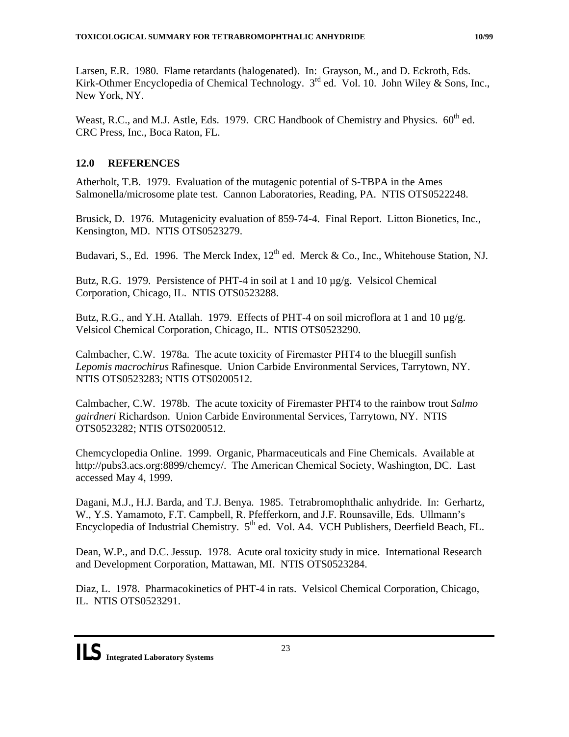Larsen, E.R. 1980. Flame retardants (halogenated). In: Grayson, M., and D. Eckroth, Eds. Kirk-Othmer Encyclopedia of Chemical Technology. 3rd ed. Vol. 10. John Wiley & Sons, Inc., New York, NY.

Weast, R.C., and M.J. Astle, Eds. 1979. CRC Handbook of Chemistry and Physics. 60th ed. CRC Press, Inc., Boca Raton, FL.

## 12.0 REFERENCES

Atherholt, T.B. 1979. Evaluation of the mutagenic potential of S-TBPA in the Ames Salmonella/microsome plate test. Cannon Laboratories, Reading, PA. NTIS OTS0522248.

Brusick, D. 1976. Mutagenicity evaluation of 859-74-4. Final Report. Litton Bionetics, Inc., Kensington, MD. NTIS OTS0523279.

Budavari, S., Ed. 1996. The Merck Index, 12th ed. Merck & Co., Inc., Whitehouse Station, NJ.

Butz, R.G. 1979. Persistence of PHT-4 in soil at 1 and 10 µg/g. Velsicol Chemical Corporation, Chicago, IL. NTIS OTS0523288.

Butz, R.G., and Y.H. Atallah. 1979. Effects of PHT-4 on soil microflora at 1 and 10 µg/g. Velsicol Chemical Corporation, Chicago, IL. NTIS OTS0523290.

Calmbacher, C.W. 1978a. The acute toxicity of Firemaster PHT4 to the bluegill sunfish *Lepomis macrochirus* Rafinesque. Union Carbide Environmental Services, Tarrytown, NY. NTIS OTS0523283; NTIS OTS0200512.

Calmbacher, C.W. 1978b. The acute toxicity of Firemaster PHT4 to the rainbow trout *Salmo gairdneri* Richardson. Union Carbide Environmental Services, Tarrytown, NY. NTIS OTS0523282; NTIS OTS0200512.

Chemcyclopedia Online. 1999. Organic, Pharmaceuticals and Fine Chemicals. Available at http://pubs3.acs.org:8899/chemcy/. The American Chemical Society, Washington, DC. Last accessed May 4, 1999.

Dagani, M.J., H.J. Barda, and T.J. Benya. 1985. Tetrabromophthalic anhydride. In: Gerhartz, W., Y.S. Yamamoto, F.T. Campbell, R. Pfefferkorn, and J.F. Rounsaville, Eds. Ullmann's Encyclopedia of Industrial Chemistry. 5th ed. Vol. A4. VCH Publishers, Deerfield Beach, FL.

Dean, W.P., and D.C. Jessup. 1978. Acute oral toxicity study in mice. International Research and Development Corporation, Mattawan, MI. NTIS OTS0523284.

Diaz, L. 1978. Pharmacokinetics of PHT-4 in rats. Velsicol Chemical Corporation, Chicago, IL. NTIS OTS0523291.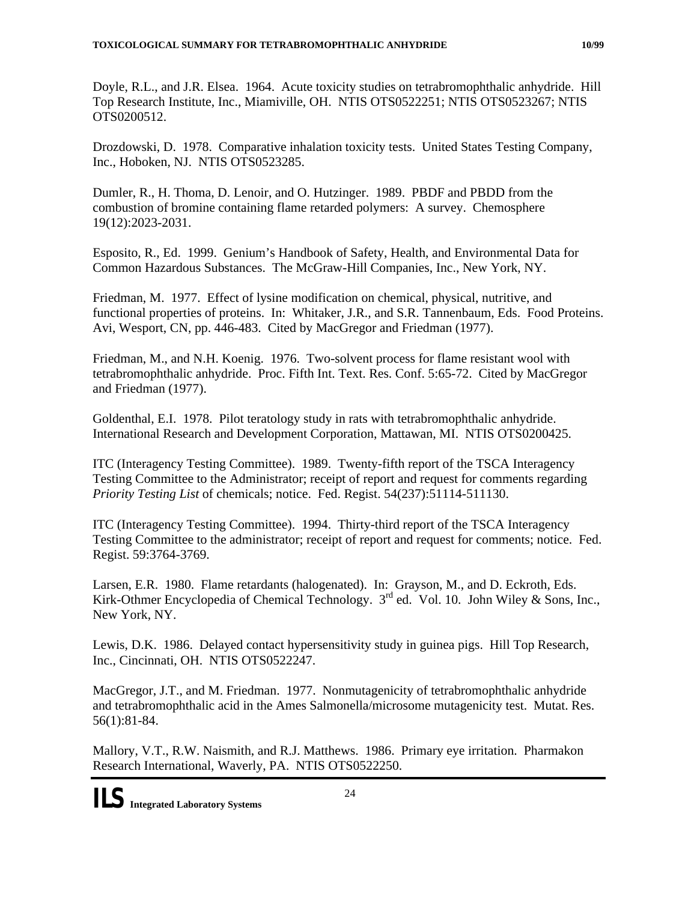Doyle, R.L., and J.R. Elsea. 1964. Acute toxicity studies on tetrabromophthalic anhydride. Hill Top Research Institute, Inc., Miamiville, OH. NTIS OTS0522251; NTIS OTS0523267; NTIS OTS0200512.

Drozdowski, D. 1978. Comparative inhalation toxicity tests. United States Testing Company, Inc., Hoboken, NJ. NTIS OTS0523285.

Dumler, R., H. Thoma, D. Lenoir, and O. Hutzinger. 1989. PBDF and PBDD from the combustion of bromine containing flame retarded polymers: A survey. Chemosphere 19(12):2023-2031.

Esposito, R., Ed. 1999. Genium's Handbook of Safety, Health, and Environmental Data for Common Hazardous Substances. The McGraw-Hill Companies, Inc., New York, NY.

Friedman, M. 1977. Effect of lysine modification on chemical, physical, nutritive, and functional properties of proteins. In: Whitaker, J.R., and S.R. Tannenbaum, Eds. Food Proteins. Avi, Wesport, CN, pp. 446-483. Cited by MacGregor and Friedman (1977).

Friedman, M., and N.H. Koenig. 1976. Two-solvent process for flame resistant wool with tetrabromophthalic anhydride. Proc. Fifth Int. Text. Res. Conf. 5:65-72. Cited by MacGregor and Friedman (1977).

Goldenthal, E.I. 1978. Pilot teratology study in rats with tetrabromophthalic anhydride. International Research and Development Corporation, Mattawan, MI. NTIS OTS0200425.

ITC (Interagency Testing Committee). 1989. Twenty-fifth report of the TSCA Interagency Testing Committee to the Administrator; receipt of report and request for comments regarding *Priority Testing List* of chemicals; notice. Fed. Regist. 54(237):51114-511130.

ITC (Interagency Testing Committee). 1994. Thirty-third report of the TSCA Interagency Testing Committee to the administrator; receipt of report and request for comments; notice. Fed. Regist. 59:3764-3769.

Larsen, E.R. 1980. Flame retardants (halogenated). In: Grayson, M., and D. Eckroth, Eds. Kirk-Othmer Encyclopedia of Chemical Technology. 3rd ed. Vol. 10. John Wiley & Sons, Inc., New York, NY.

Lewis, D.K. 1986. Delayed contact hypersensitivity study in guinea pigs. Hill Top Research, Inc., Cincinnati, OH. NTIS OTS0522247.

MacGregor, J.T., and M. Friedman. 1977. Nonmutagenicity of tetrabromophthalic anhydride and tetrabromophthalic acid in the Ames Salmonella/microsome mutagenicity test. Mutat. Res. 56(1):81-84.

Mallory, V.T., R.W. Naismith, and R.J. Matthews. 1986. Primary eye irritation. Pharmakon Research International, Waverly, PA. NTIS OTS0522250.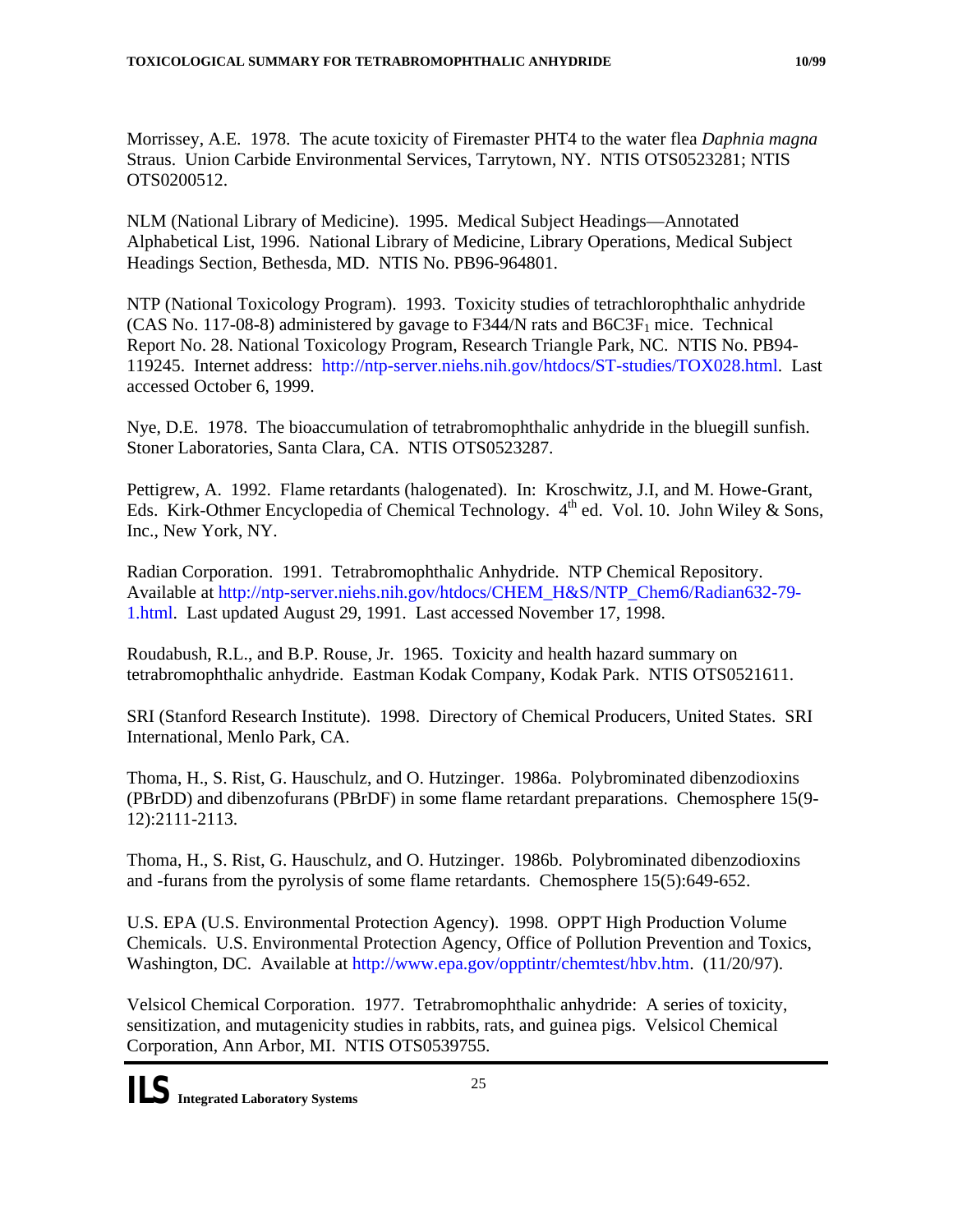Morrissey, A.E. 1978. The acute toxicity of Firemaster PHT4 to the water flea *Daphnia magna* Straus. Union Carbide Environmental Services, Tarrytown, NY. NTIS OTS0523281; NTIS OTS0200512.

NLM (National Library of Medicine). 1995. Medical Subject Headings—Annotated Alphabetical List, 1996. National Library of Medicine, Library Operations, Medical Subject Headings Section, Bethesda, MD. NTIS No. PB96-964801.

NTP (National Toxicology Program). 1993. Toxicity studies of tetrachlorophthalic anhydride (CAS No. 117-08-8) administered by gavage to F344/N rats and $B6C3F_1$ mice. Technical Report No. 28. National Toxicology Program, Research Triangle Park, NC. NTIS No. PB94-119245. Internet address: http://ntp-server.niehs.nih.gov/htdocs/ST-studies/TOX028.html. Last accessed October 6, 1999.

Nye, D.E. 1978. The bioaccumulation of tetrabromophthalic anhydride in the bluegill sunfish. Stoner Laboratories, Santa Clara, CA. NTIS OTS0523287.

Pettigrew, A. 1992. Flame retardants (halogenated). In: Kroschwitz, J.I, and M. Howe-Grant, Eds. Kirk-Othmer Encyclopedia of Chemical Technology. 4th ed. Vol. 10. John Wiley & Sons, Inc., New York, NY.

Radian Corporation. 1991. Tetrabromophthalic Anhydride. NTP Chemical Repository. Available at http://ntp-server.niehs.nih.gov/htdocs/CHEM_H&S/NTP_Chem6/Radian632-79-1.html. Last updated August 29, 1991. Last accessed November 17, 1998.

Roudabush, R.L., and B.P. Rouse, Jr. 1965. Toxicity and health hazard summary on tetrabromophthalic anhydride. Eastman Kodak Company, Kodak Park. NTIS OTS0521611.

SRI (Stanford Research Institute). 1998. Directory of Chemical Producers, United States. SRI International, Menlo Park, CA.

Thoma, H., S. Rist, G. Hauschulz, and O. Hutzinger. 1986a. Polybrominated dibenzodioxins (PBrDD) and dibenzofurans (PBrDF) in some flame retardant preparations. Chemosphere 15(9-12):2111-2113.

Thoma, H., S. Rist, G. Hauschulz, and O. Hutzinger. 1986b. Polybrominated dibenzodioxins and -furans from the pyrolysis of some flame retardants. Chemosphere 15(5):649-652.

U.S. EPA (U.S. Environmental Protection Agency). 1998. OPPT High Production Volume Chemicals. U.S. Environmental Protection Agency, Office of Pollution Prevention and Toxics, Washington, DC. Available at http://www.epa.gov/opptintr/chemtest/hbv.htm. (11/20/97).

Velsicol Chemical Corporation. 1977. Tetrabromophthalic anhydride: A series of toxicity, sensitization, and mutagenicity studies in rabbits, rats, and guinea pigs. Velsicol Chemical Corporation, Ann Arbor, MI. NTIS OTS0539755.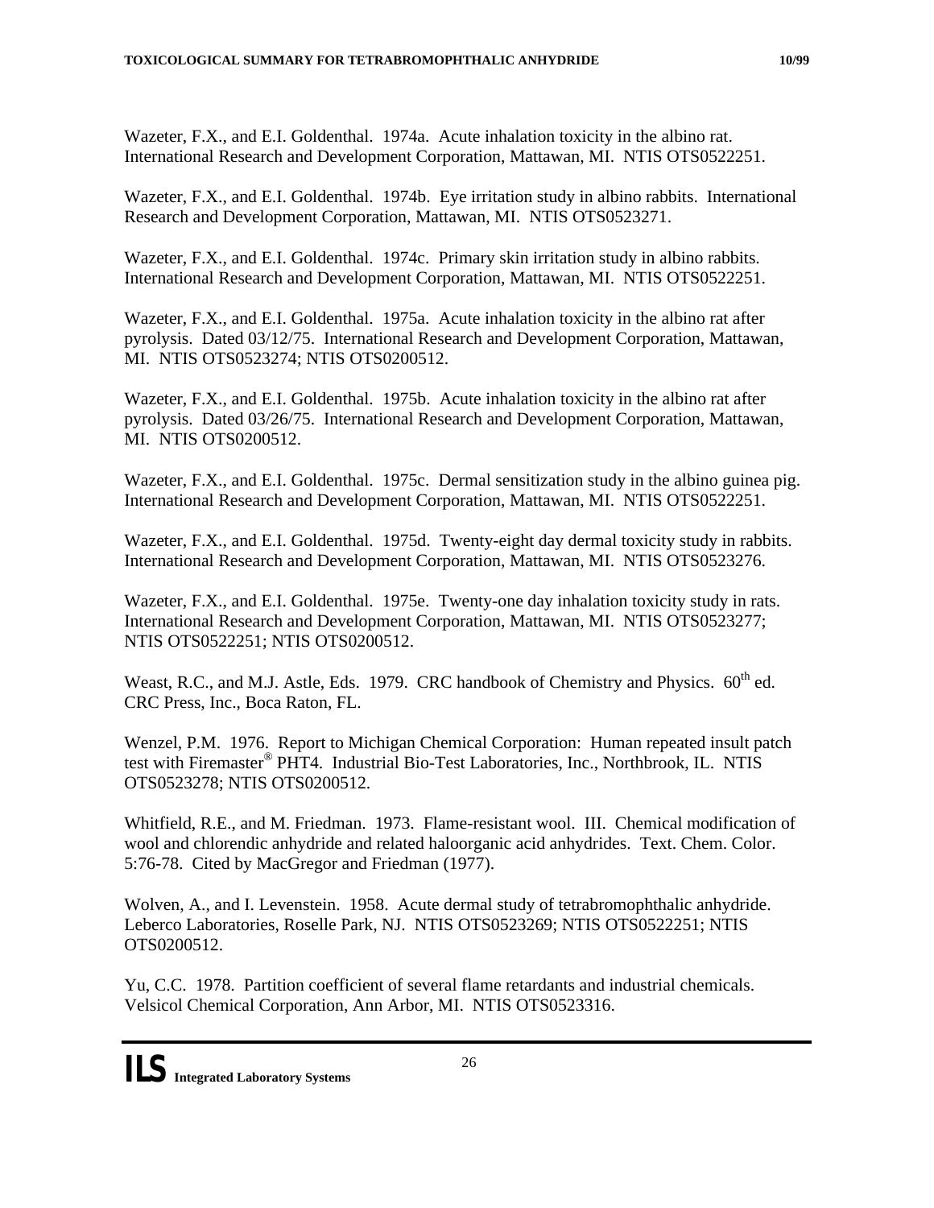Wazeter, F.X., and E.I. Goldenthal. 1974a. Acute inhalation toxicity in the albino rat. International Research and Development Corporation, Mattawan, MI. NTIS OTS0522251.

Wazeter, F.X., and E.I. Goldenthal. 1974b. Eye irritation study in albino rabbits. International Research and Development Corporation, Mattawan, MI. NTIS OTS0523271.

Wazeter, F.X., and E.I. Goldenthal. 1974c. Primary skin irritation study in albino rabbits. International Research and Development Corporation, Mattawan, MI. NTIS OTS0522251.

Wazeter, F.X., and E.I. Goldenthal. 1975a. Acute inhalation toxicity in the albino rat after pyrolysis. Dated 03/12/75. International Research and Development Corporation, Mattawan, MI. NTIS OTS0523274; NTIS OTS0200512.

Wazeter, F.X., and E.I. Goldenthal. 1975b. Acute inhalation toxicity in the albino rat after pyrolysis. Dated 03/26/75. International Research and Development Corporation, Mattawan, MI. NTIS OTS0200512.

Wazeter, F.X., and E.I. Goldenthal. 1975c. Dermal sensitization study in the albino guinea pig. International Research and Development Corporation, Mattawan, MI. NTIS OTS0522251.

Wazeter, F.X., and E.I. Goldenthal. 1975d. Twenty-eight day dermal toxicity study in rabbits. International Research and Development Corporation, Mattawan, MI. NTIS OTS0523276.

Wazeter, F.X., and E.I. Goldenthal. 1975e. Twenty-one day inhalation toxicity study in rats. International Research and Development Corporation, Mattawan, MI. NTIS OTS0523277; NTIS OTS0522251; NTIS OTS0200512.

Weast, R.C., and M.J. Astle, Eds. 1979. CRC handbook of Chemistry and Physics. 60th ed. CRC Press, Inc., Boca Raton, FL.

Wenzel, P.M. 1976. Report to Michigan Chemical Corporation: Human repeated insult patch test with Firemaster® PHT4. Industrial Bio-Test Laboratories, Inc., Northbrook, IL. NTIS OTS0523278; NTIS OTS0200512.

Whitfield, R.E., and M. Friedman. 1973. Flame-resistant wool. III. Chemical modification of wool and chlorendic anhydride and related haloorganic acid anhydrides. Text. Chem. Color. 5:76-78. Cited by MacGregor and Friedman (1977).

Wolven, A., and I. Levenstein. 1958. Acute dermal study of tetrabromophthalic anhydride. Leberco Laboratories, Roselle Park, NJ. NTIS OTS0523269; NTIS OTS0522251; NTIS OTS0200512.

Yu, C.C. 1978. Partition coefficient of several flame retardants and industrial chemicals. Velsicol Chemical Corporation, Ann Arbor, MI. NTIS OTS0523316.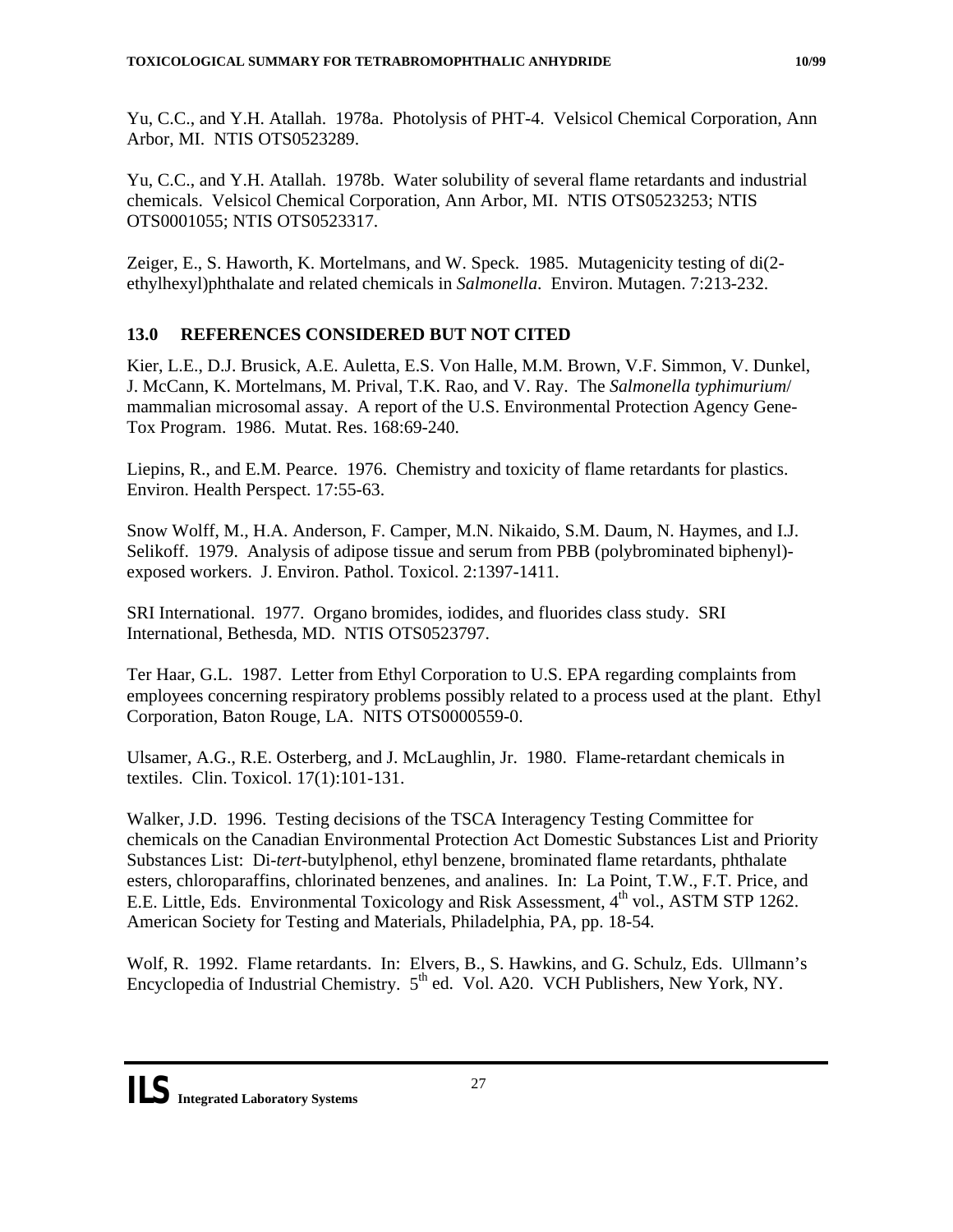Yu, C.C., and Y.H. Atallah. 1978a. Photolysis of PHT-4. Velsicol Chemical Corporation, Ann Arbor, MI. NTIS OTS0523289.

Yu, C.C., and Y.H. Atallah. 1978b. Water solubility of several flame retardants and industrial chemicals. Velsicol Chemical Corporation, Ann Arbor, MI. NTIS OTS0523253; NTIS OTS0001055; NTIS OTS0523317.

Zeiger, E., S. Haworth, K. Mortelmans, and W. Speck. 1985. Mutagenicity testing of di(2-ethylhexyl)phthalate and related chemicals in *Salmonella*. Environ. Mutagen. 7:213-232.

## 13.0 REFERENCES CONSIDERED BUT NOT CITED

Kier, L.E., D.J. Brusick, A.E. Auletta, E.S. Von Halle, M.M. Brown, V.F. Simmon, V. Dunkel, J. McCann, K. Mortelmans, M. Prival, T.K. Rao, and V. Ray. The *Salmonella typhimurium*/ mammalian microsomal assay. A report of the U.S. Environmental Protection Agency Gene-Tox Program. 1986. Mutat. Res. 168:69-240.

Liepins, R., and E.M. Pearce. 1976. Chemistry and toxicity of flame retardants for plastics. Environ. Health Perspect. 17:55-63.

Snow Wolff, M., H.A. Anderson, F. Camper, M.N. Nikaido, S.M. Daum, N. Haymes, and I.J. Selikoff. 1979. Analysis of adipose tissue and serum from PBB (polybrominated biphenyl)-exposed workers. J. Environ. Pathol. Toxicol. 2:1397-1411.

SRI International. 1977. Organo bromides, iodides, and fluorides class study. SRI International, Bethesda, MD. NTIS OTS0523797.

Ter Haar, G.L. 1987. Letter from Ethyl Corporation to U.S. EPA regarding complaints from employees concerning respiratory problems possibly related to a process used at the plant. Ethyl Corporation, Baton Rouge, LA. NITS OTS0000559-0.

Ulsamer, A.G., R.E. Osterberg, and J. McLaughlin, Jr. 1980. Flame-retardant chemicals in textiles. Clin. Toxicol. 17(1):101-131.

Walker, J.D. 1996. Testing decisions of the TSCA Interagency Testing Committee for chemicals on the Canadian Environmental Protection Act Domestic Substances List and Priority Substances List: Di-*tert*-butylphenol, ethyl benzene, brominated flame retardants, phthalate esters, chloroparaffins, chlorinated benzenes, and analines. In: La Point, T.W., F.T. Price, and E.E. Little, Eds. Environmental Toxicology and Risk Assessment, 4th vol., ASTM STP 1262. American Society for Testing and Materials, Philadelphia, PA, pp. 18-54.

Wolf, R. 1992. Flame retardants. In: Elvers, B., S. Hawkins, and G. Schulz, Eds. Ullmann's Encyclopedia of Industrial Chemistry. 5th ed. Vol. A20. VCH Publishers, New York, NY.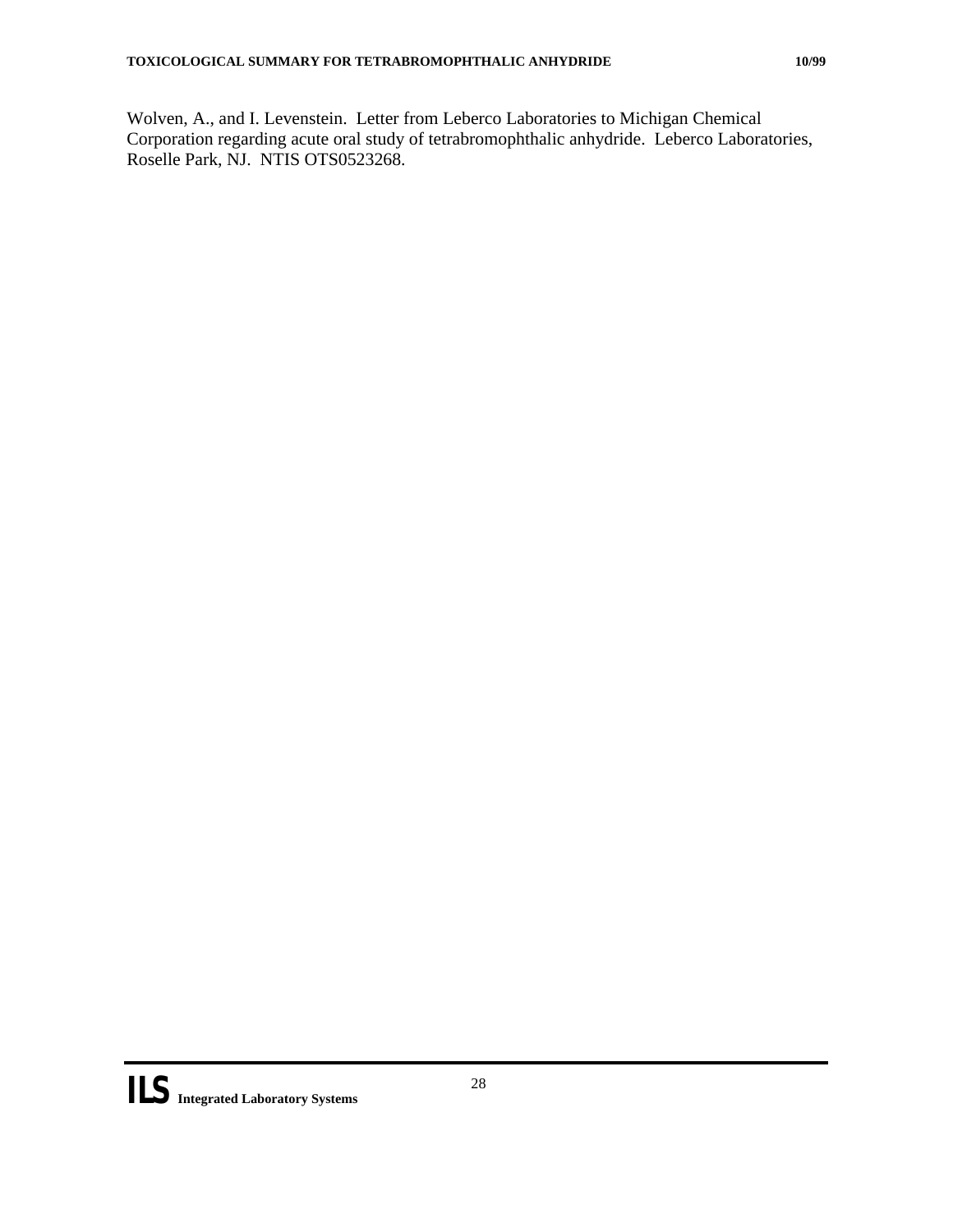Wolven, A., and I. Levenstein. Letter from Leberco Laboratories to Michigan Chemical Corporation regarding acute oral study of tetrabromophthalic anhydride. Leberco Laboratories, Roselle Park, NJ. NTIS OTS0523268.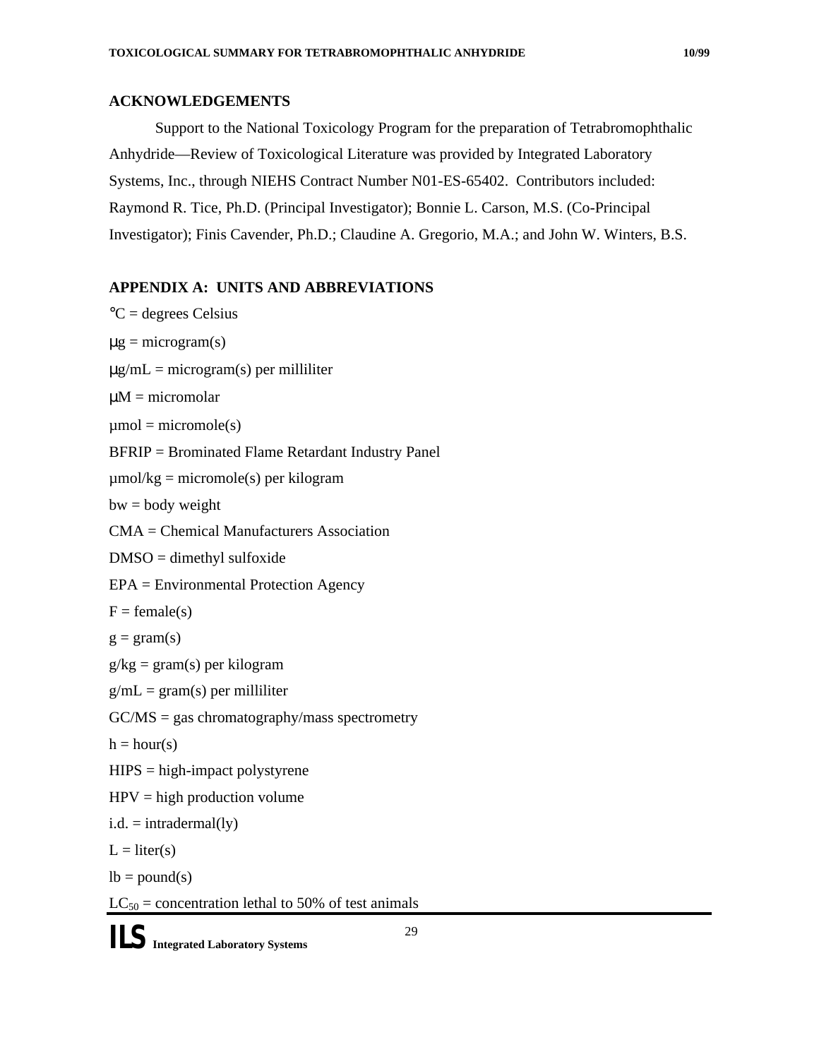## ACKNOWLEDGEMENTS

Support to the National Toxicology Program for the preparation of Tetrabromophthalic Anhydride—Review of Toxicological Literature was provided by Integrated Laboratory Systems, Inc., through NIEHS Contract Number N01-ES-65402. Contributors included: Raymond R. Tice, Ph.D. (Principal Investigator); Bonnie L. Carson, M.S. (Co-Principal Investigator); Finis Cavender, Ph.D.; Claudine A. Gregorio, M.A.; and John W. Winters, B.S.

## APPENDIX A: UNITS AND ABBREVIATIONS

°C = degrees Celsius

µg = microgram(s)

µg/mL = microgram(s) per milliliter

µM = micromolar

µmol = micromole(s)

BFRIP = Brominated Flame Retardant Industry Panel

µmol/kg = micromole(s) per kilogram

bw = body weight

CMA = Chemical Manufacturers Association

DMSO = dimethyl sulfoxide

EPA = Environmental Protection Agency

F = female(s)

g = gram(s)

g/kg = gram(s) per kilogram

g/mL = gram(s) per milliliter

GC/MS = gas chromatography/mass spectrometry

h = hour(s)

HIPS = high-impact polystyrene

HPV = high production volume

i.d. = intradermal(ly)

L = liter(s)

lb = pound(s)

$LC_{50}$ = concentration lethal to 50% of test animals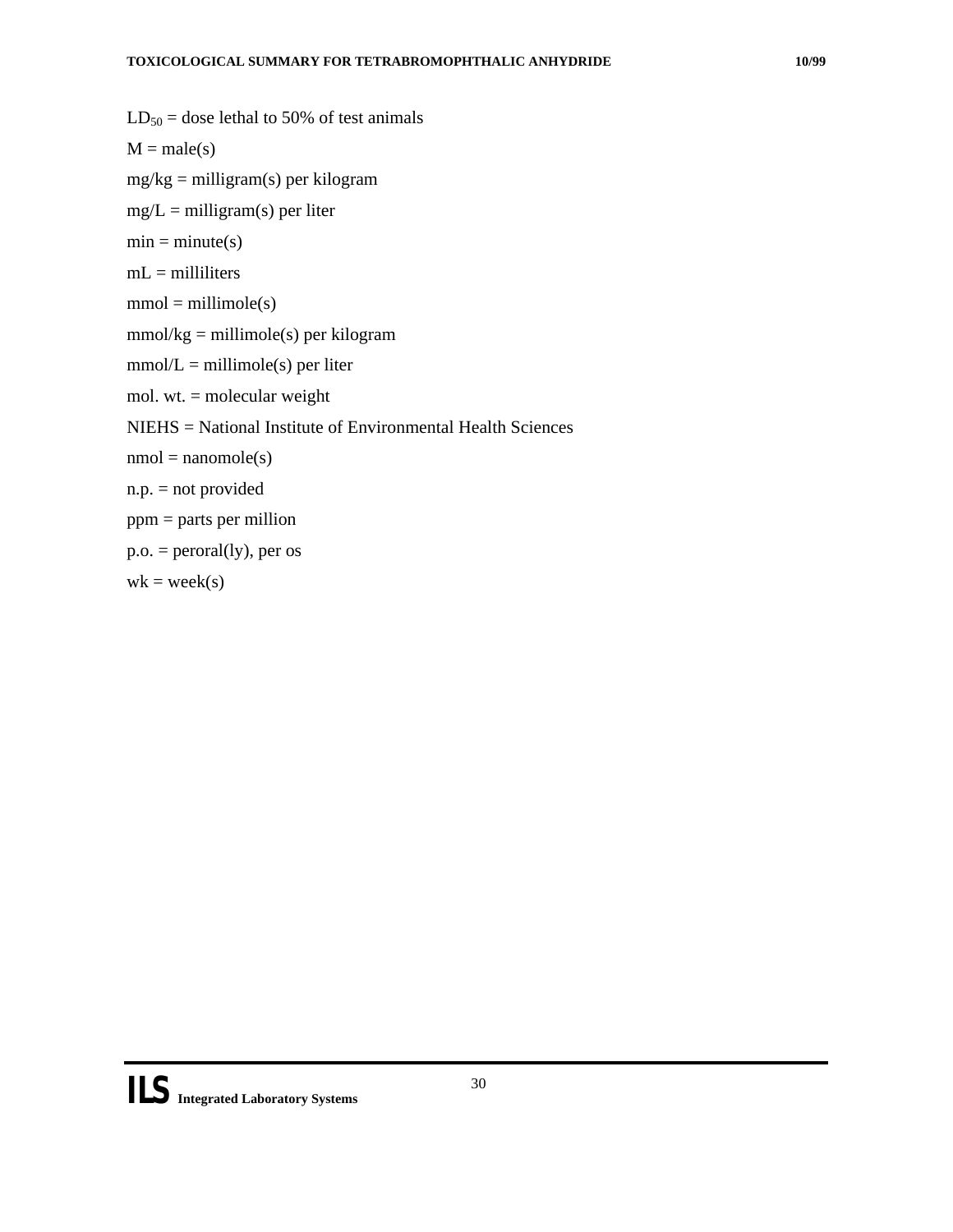$LD_{50}$ = dose lethal to 50% of test animals

M = male(s)

mg/kg = milligram(s) per kilogram

mg/L = milligram(s) per liter

min = minute(s)

mL = milliliters

mmol = millimole(s)

mmol/kg = millimole(s) per kilogram

mmol/L = millimole(s) per liter

mol. wt. = molecular weight

NIEHS = National Institute of Environmental Health Sciences

nmol = nanomole(s)

n.p. = not provided

ppm = parts per million

p.o. = peroral(ly), per os

wk = week(s)